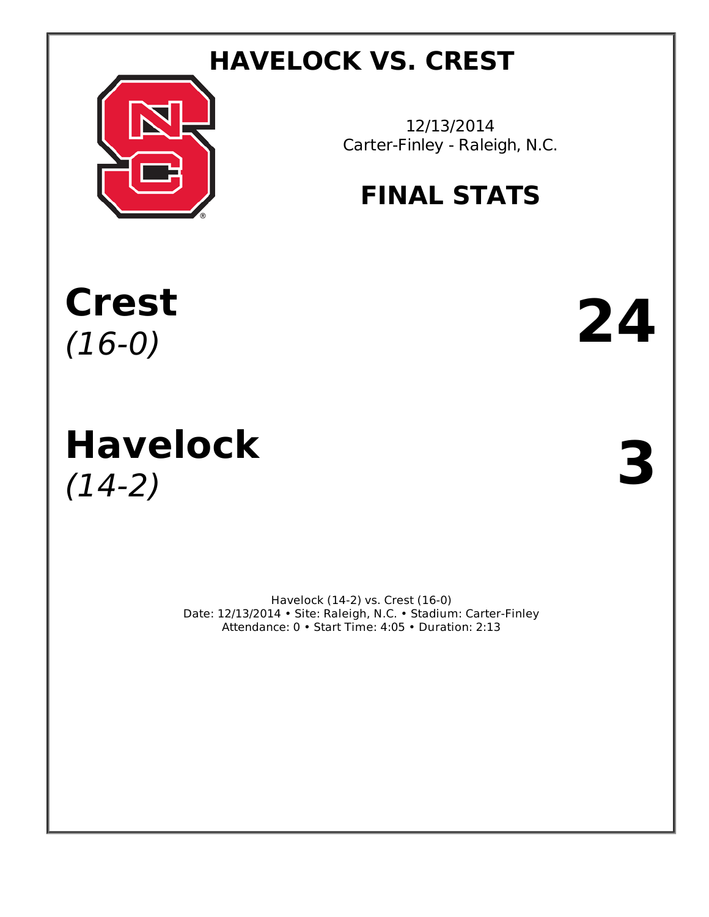# HAVELOCK VS. CREST

12/13/2014
Carter-Finley - Raleigh, N.C.

## FINAL STATS

**Crest**
*(16-0)*

**24**

**Havelock**
*(14-2)*

**3**

Havelock (14-2) vs. Crest (16-0)
Date: 12/13/2014 • Site: Raleigh, N.C. • Stadium: Carter-Finley
Attendance: 0 • Start Time: 4:05 • Duration: 2:13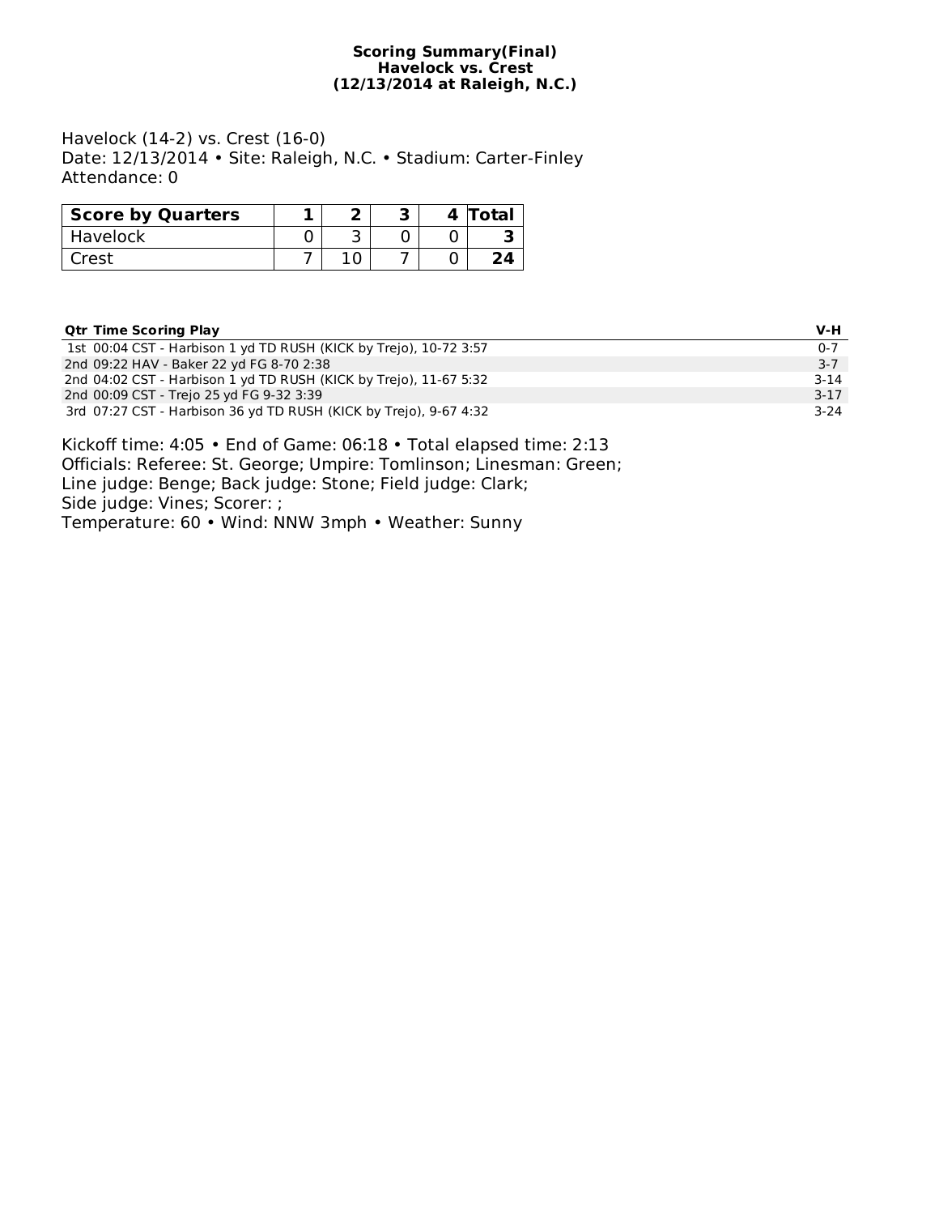**Scoring Summary(Final)**
**Havelock vs. Crest**
**(12/13/2014 at Raleigh, N.C.)**

Havelock (14-2) vs. Crest (16-0)
Date: 12/13/2014 • Site: Raleigh, N.C. • Stadium: Carter-Finley
Attendance: 0

| Score by Quarters | 1 | 2 | 3 | 4 | Total |
|---|---|---|---|---|---|
| Havelock | 0 | 3 | 0 | 0 | **3** |
| Crest | 7 | 10 | 7 | 0 | **24** |

| Qtr | Time | Scoring Play | V-H |
|---|---|---|---|
| 1st | 00:04 | CST - Harbison 1 yd TD RUSH (KICK by Trejo), 10-72 3:57 | 0-7 |
| 2nd | 09:22 | HAV - Baker 22 yd FG 8-70 2:38 | 3-7 |
| 2nd | 04:02 | CST - Harbison 1 yd TD RUSH (KICK by Trejo), 11-67 5:32 | 3-14 |
| 2nd | 00:09 | CST - Trejo 25 yd FG 9-32 3:39 | 3-17 |
| 3rd | 07:27 | CST - Harbison 36 yd TD RUSH (KICK by Trejo), 9-67 4:32 | 3-24 |

Kickoff time: 4:05 • End of Game: 06:18 • Total elapsed time: 2:13
Officials: Referee: St. George; Umpire: Tomlinson; Linesman: Green;
Line judge: Benge; Back judge: Stone; Field judge: Clark;
Side judge: Vines; Scorer: ;
Temperature: 60 • Wind: NNW 3mph • Weather: Sunny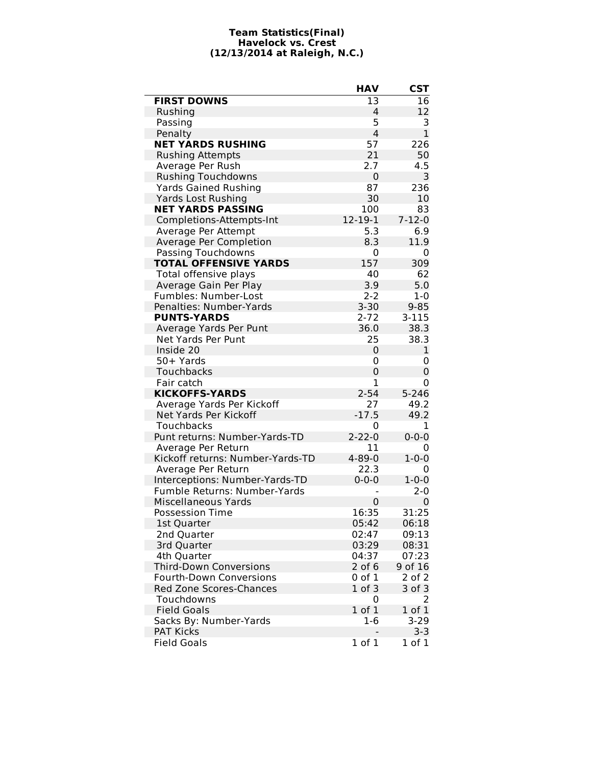**Team Statistics(Final)**
**Havelock vs. Crest**
**(12/13/2014 at Raleigh, N.C.)**

| | HAV | CST |
|---|---|---|
| **FIRST DOWNS** | 13 | 16 |
| Rushing | 4 | 12 |
| Passing | 5 | 3 |
| Penalty | 4 | 1 |
| **NET YARDS RUSHING** | 57 | 226 |
| Rushing Attempts | 21 | 50 |
| Average Per Rush | 2.7 | 4.5 |
| Rushing Touchdowns | 0 | 3 |
| Yards Gained Rushing | 87 | 236 |
| Yards Lost Rushing | 30 | 10 |
| **NET YARDS PASSING** | 100 | 83 |
| Completions-Attempts-Int | 12-19-1 | 7-12-0 |
| Average Per Attempt | 5.3 | 6.9 |
| Average Per Completion | 8.3 | 11.9 |
| Passing Touchdowns | 0 | 0 |
| **TOTAL OFFENSIVE YARDS** | 157 | 309 |
| Total offensive plays | 40 | 62 |
| Average Gain Per Play | 3.9 | 5.0 |
| Fumbles: Number-Lost | 2-2 | 1-0 |
| Penalties: Number-Yards | 3-30 | 9-85 |
| **PUNTS-YARDS** | 2-72 | 3-115 |
| Average Yards Per Punt | 36.0 | 38.3 |
| Net Yards Per Punt | 25 | 38.3 |
| Inside 20 | 0 | 1 |
| 50+ Yards | 0 | 0 |
| Touchbacks | 0 | 0 |
| Fair catch | 1 | 0 |
| **KICKOFFS-YARDS** | 2-54 | 5-246 |
| Average Yards Per Kickoff | 27 | 49.2 |
| Net Yards Per Kickoff | -17.5 | 49.2 |
| Touchbacks | 0 | 1 |
| Punt returns: Number-Yards-TD | 2-22-0 | 0-0-0 |
| Average Per Return | 11 | 0 |
| Kickoff returns: Number-Yards-TD | 4-89-0 | 1-0-0 |
| Average Per Return | 22.3 | 0 |
| Interceptions: Number-Yards-TD | 0-0-0 | 1-0-0 |
| Fumble Returns: Number-Yards | - | 2-0 |
| Miscellaneous Yards | 0 | 0 |
| Possession Time | 16:35 | 31:25 |
| 1st Quarter | 05:42 | 06:18 |
| 2nd Quarter | 02:47 | 09:13 |
| 3rd Quarter | 03:29 | 08:31 |
| 4th Quarter | 04:37 | 07:23 |
| Third-Down Conversions | 2 of 6 | 9 of 16 |
| Fourth-Down Conversions | 0 of 1 | 2 of 2 |
| Red Zone Scores-Chances | 1 of 3 | 3 of 3 |
| Touchdowns | 0 | 2 |
| Field Goals | 1 of 1 | 1 of 1 |
| Sacks By: Number-Yards | 1-6 | 3-29 |
| PAT Kicks | - | 3-3 |
| Field Goals | 1 of 1 | 1 of 1 |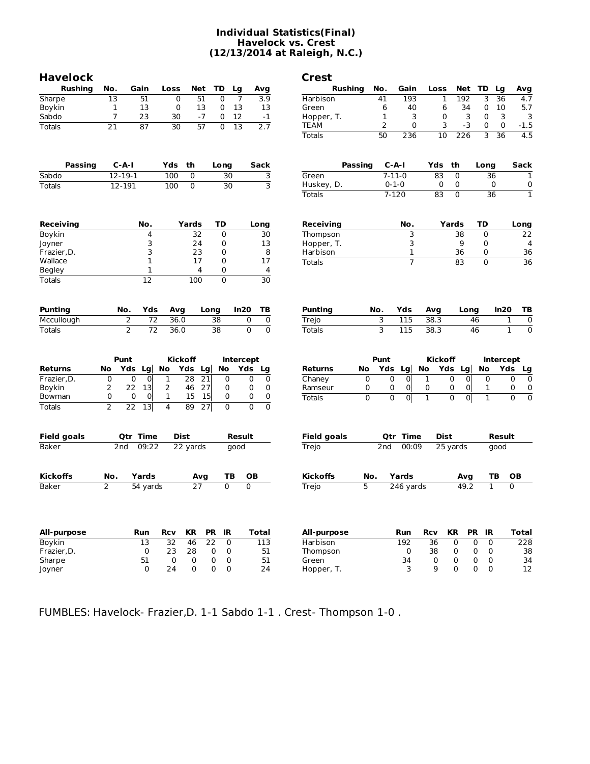# Individual Statistics(Final)
## Havelock vs. Crest
### (12/13/2014 at Raleigh, N.C.)

## Havelock

| Rushing | No. | Gain | Loss | Net | TD | Lg | Avg |
|---|---|---|---|---|---|---|---|
| Sharpe | 13 | 51 | 0 | 51 | 0 | 7 | 3.9 |
| Boykin | 1 | 13 | 0 | 13 | 0 | 13 | 13 |
| Sabdo | 7 | 23 | 30 | -7 | 0 | 12 | -1 |
| Totals | 21 | 87 | 30 | 57 | 0 | 13 | 2.7 |

| Passing | C-A-I | Yds | th | Long | Sack |
|---|---|---|---|---|---|
| Sabdo | 12-19-1 | 100 | 0 | 30 | 3 |
| Totals | 12-191 | 100 | 0 | 30 | 3 |

| Receiving | No. | Yards | TD | Long |
|---|---|---|---|---|
| Boykin | 4 | 32 | 0 | 30 |
| Joyner | 3 | 24 | 0 | 13 |
| Frazier,D. | 3 | 23 | 0 | 8 |
| Wallace | 1 | 17 | 0 | 17 |
| Begley | 1 | 4 | 0 | 4 |
| Totals | 12 | 100 | 0 | 30 |

| Punting | No. | Yds | Avg | Long | In20 | TB |
|---|---|---|---|---|---|---|
| Mccullough | 2 | 72 | 36.0 | 38 | 0 | 0 |
| Totals | 2 | 72 | 36.0 | 38 | 0 | 0 |

| | Punt | | | Kickoff | | | Intercept | | |
|---|---|---|---|---|---|---|---|---|---|
| Returns | No | Yds | Lg | No | Yds | Lg | No | Yds | Lg |
| Frazier,D. | 0 | 0 | 0 | 1 | 28 | 21 | 0 | 0 | 0 |
| Boykin | 2 | 22 | 13 | 2 | 46 | 27 | 0 | 0 | 0 |
| Bowman | 0 | 0 | 0 | 1 | 15 | 15 | 0 | 0 | 0 |
| Totals | 2 | 22 | 13 | 4 | 89 | 27 | 0 | 0 | 0 |

| Field goals | Qtr | Time | Dist | Result |
|---|---|---|---|---|
| Baker | 2nd | 09:22 | 22 yards | good |

| Kickoffs | No. | Yards | Avg | TB | OB |
|---|---|---|---|---|---|
| Baker | 2 | 54 yards | 27 | 0 | 0 |

| All-purpose | Run | Rcv | KR | PR | IR | Total |
|---|---|---|---|---|---|---|
| Boykin | 13 | 32 | 46 | 22 | 0 | 113 |
| Frazier,D. | 0 | 23 | 28 | 0 | 0 | 51 |
| Sharpe | 51 | 0 | 0 | 0 | 0 | 51 |
| Joyner | 0 | 24 | 0 | 0 | 0 | 24 |

## Crest

| Rushing | No. | Gain | Loss | Net | TD | Lg | Avg |
|---|---|---|---|---|---|---|---|
| Harbison | 41 | 193 | 1 | 192 | 3 | 36 | 4.7 |
| Green | 6 | 40 | 6 | 34 | 0 | 10 | 5.7 |
| Hopper, T. | 1 | 3 | 0 | 3 | 0 | 3 | 3 |
| TEAM | 2 | 0 | 3 | -3 | 0 | 0 | -1.5 |
| Totals | 50 | 236 | 10 | 226 | 3 | 36 | 4.5 |

| Passing | C-A-I | Yds | th | Long | Sack |
|---|---|---|---|---|---|
| Green | 7-11-0 | 83 | 0 | 36 | 1 |
| Huskey, D. | 0-1-0 | 0 | 0 | 0 | 0 |
| Totals | 7-120 | 83 | 0 | 36 | 1 |

| Receiving | No. | Yards | TD | Long |
|---|---|---|---|---|
| Thompson | 3 | 38 | 0 | 22 |
| Hopper, T. | 3 | 9 | 0 | 4 |
| Harbison | 1 | 36 | 0 | 36 |
| Totals | 7 | 83 | 0 | 36 |

| Punting | No. | Yds | Avg | Long | In20 | TB |
|---|---|---|---|---|---|---|
| Trejo | 3 | 115 | 38.3 | 46 | 1 | 0 |
| Totals | 3 | 115 | 38.3 | 46 | 1 | 0 |

| | Punt | | | Kickoff | | | Intercept | | |
|---|---|---|---|---|---|---|---|---|---|
| Returns | No | Yds | Lg | No | Yds | Lg | No | Yds | Lg |
| Chaney | 0 | 0 | 0 | 1 | 0 | 0 | 0 | 0 | 0 |
| Ramseur | 0 | 0 | 0 | 0 | 0 | 0 | 1 | 0 | 0 |
| Totals | 0 | 0 | 0 | 1 | 0 | 0 | 1 | 0 | 0 |

| Field goals | Qtr | Time | Dist | Result |
|---|---|---|---|---|
| Trejo | 2nd | 00:09 | 25 yards | good |

| Kickoffs | No. | Yards | Avg | TB | OB |
|---|---|---|---|---|---|
| Trejo | 5 | 246 yards | 49.2 | 1 | 0 |

| All-purpose | Run | Rcv | KR | PR | IR | Total |
|---|---|---|---|---|---|---|
| Harbison | 192 | 36 | 0 | 0 | 0 | 228 |
| Thompson | 0 | 38 | 0 | 0 | 0 | 38 |
| Green | 34 | 0 | 0 | 0 | 0 | 34 |
| Hopper, T. | 3 | 9 | 0 | 0 | 0 | 12 |

FUMBLES: Havelock- Frazier,D. 1-1 Sabdo 1-1 . Crest- Thompson 1-0 .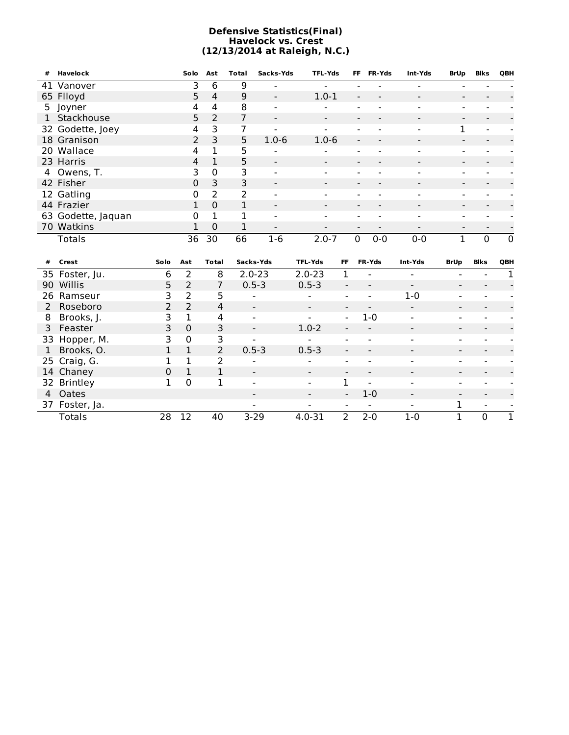# Defensive Statistics(Final)
## Havelock vs. Crest
## (12/13/2014 at Raleigh, N.C.)

| # | Havelock | Solo | Ast | Total | Sacks-Yds | TFL-Yds | FF | FR-Yds | Int-Yds | BrUp | Blks | QBH |
|---|---|---|---|---|---|---|---|---|---|---|---|---|
| 41 | Vanover | 3 | 6 | 9 | - | - | - | - | - | - | - | - |
| 65 | Flloyd | 5 | 4 | 9 | - | 1.0-1 | - | - | - | - | - | - |
| 5 | Joyner | 4 | 4 | 8 | - | - | - | - | - | - | - | - |
| 1 | Stackhouse | 5 | 2 | 7 | - | - | - | - | - | - | - | - |
| 32 | Godette, Joey | 4 | 3 | 7 | - | - | - | - | - | 1 | - | - |
| 18 | Granison | 2 | 3 | 5 | 1.0-6 | 1.0-6 | - | - | - | - | - | - |
| 20 | Wallace | 4 | 1 | 5 | - | - | - | - | - | - | - | - |
| 23 | Harris | 4 | 1 | 5 | - | - | - | - | - | - | - | - |
| 4 | Owens, T. | 3 | 0 | 3 | - | - | - | - | - | - | - | - |
| 42 | Fisher | 0 | 3 | 3 | - | - | - | - | - | - | - | - |
| 12 | Gatling | 0 | 2 | 2 | - | - | - | - | - | - | - | - |
| 44 | Frazier | 1 | 0 | 1 | - | - | - | - | - | - | - | - |
| 63 | Godette, Jaquan | 0 | 1 | 1 | - | - | - | - | - | - | - | - |
| 70 | Watkins | 1 | 0 | 1 | - | - | - | - | - | - | - | - |
| | Totals | 36 | 30 | 66 | 1-6 | 2.0-7 | 0 | 0-0 | 0-0 | 1 | 0 | 0 |

| # | Crest | Solo | Ast | Total | Sacks-Yds | TFL-Yds | FF | FR-Yds | Int-Yds | BrUp | Blks | QBH |
|---|---|---|---|---|---|---|---|---|---|---|---|---|
| 35 | Foster, Ju. | 6 | 2 | 8 | 2.0-23 | 2.0-23 | 1 | - | - | - | - | 1 |
| 90 | Willis | 5 | 2 | 7 | 0.5-3 | 0.5-3 | - | - | - | - | - | - |
| 26 | Ramseur | 3 | 2 | 5 | - | - | - | - | 1-0 | - | - | - |
| 2 | Roseboro | 2 | 2 | 4 | - | - | - | - | - | - | - | - |
| 8 | Brooks, J. | 3 | 1 | 4 | - | - | - | 1-0 | - | - | - | - |
| 3 | Feaster | 3 | 0 | 3 | - | 1.0-2 | - | - | - | - | - | - |
| 33 | Hopper, M. | 3 | 0 | 3 | - | - | - | - | - | - | - | - |
| 1 | Brooks, O. | 1 | 1 | 2 | 0.5-3 | 0.5-3 | - | - | - | - | - | - |
| 25 | Craig, G. | 1 | 1 | 2 | - | - | - | - | - | - | - | - |
| 14 | Chaney | 0 | 1 | 1 | - | - | - | - | - | - | - | - |
| 32 | Brintley | 1 | 0 | 1 | - | - | 1 | - | - | - | - | - |
| 4 | Oates | | | | - | - | - | 1-0 | - | - | - | - |
| 37 | Foster, Ja. | | | | - | - | - | - | - | 1 | - | - |
| | Totals | 28 | 12 | 40 | 3-29 | 4.0-31 | 2 | 2-0 | 1-0 | 1 | 0 | 1 |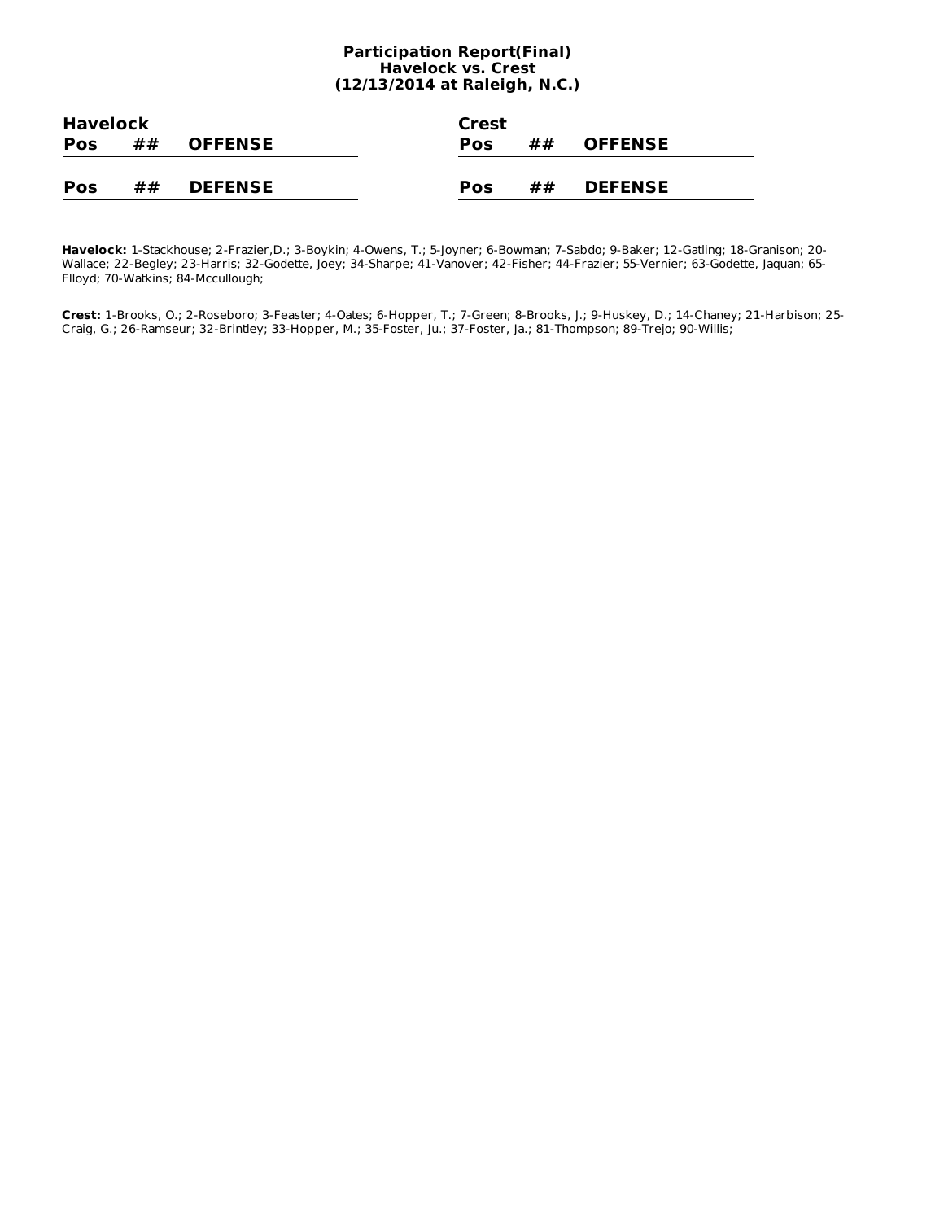# Participation Report(Final)
## Havelock vs. Crest
### (12/13/2014 at Raleigh, N.C.)

**Havelock**

| Pos | ## | OFFENSE |
|---|---|---|

| Pos | ## | DEFENSE |
|---|---|---|

**Crest**

| Pos | ## | OFFENSE |
|---|---|---|

| Pos | ## | DEFENSE |
|---|---|---|

**Havelock:** 1-Stackhouse; 2-Frazier,D.; 3-Boykin; 4-Owens, T.; 5-Joyner; 6-Bowman; 7-Sabdo; 9-Baker; 12-Gatling; 18-Granison; 20-Wallace; 22-Begley; 23-Harris; 32-Godette, Joey; 34-Sharpe; 41-Vanover; 42-Fisher; 44-Frazier; 55-Vernier; 63-Godette, Jaquan; 65-Flloyd; 70-Watkins; 84-Mccullough;

**Crest:** 1-Brooks, O.; 2-Roseboro; 3-Feaster; 4-Oates; 6-Hopper, T.; 7-Green; 8-Brooks, J.; 9-Huskey, D.; 14-Chaney; 21-Harbison; 25-Craig, G.; 26-Ramseur; 32-Brintley; 33-Hopper, M.; 35-Foster, Ju.; 37-Foster, Ja.; 81-Thompson; 89-Trejo; 90-Willis;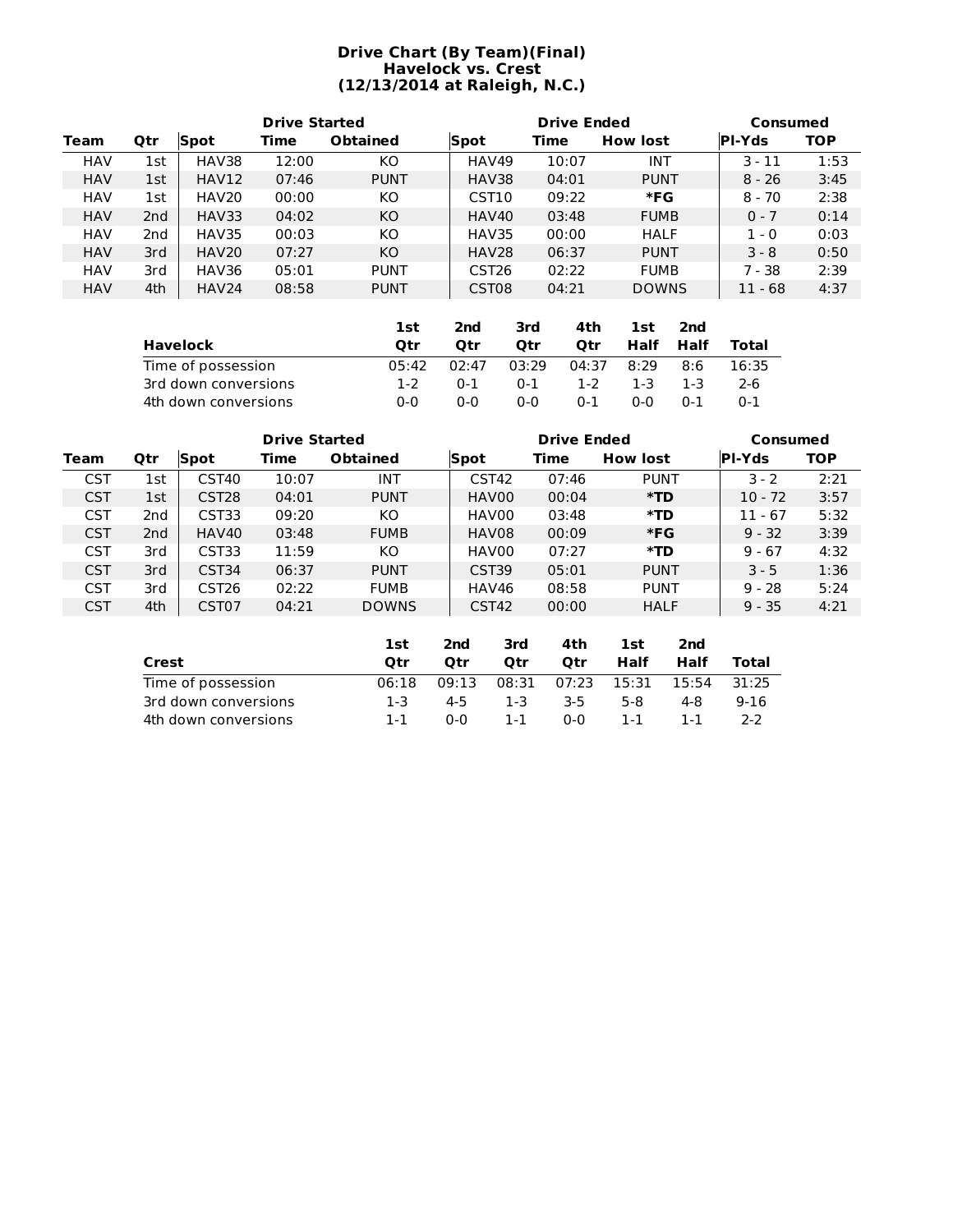# Drive Chart (By Team)(Final)
## Havelock vs. Crest
## (12/13/2014 at Raleigh, N.C.)

| | | Drive Started | | | Drive Ended | | | Consumed | |
|---|---|---|---|---|---|---|---|---|---|
| Team | Qtr | Spot | Time | Obtained | Spot | Time | How lost | Pl-Yds | TOP |
| HAV | 1st | HAV38 | 12:00 | KO | HAV49 | 10:07 | INT | 3 - 11 | 1:53 |
| HAV | 1st | HAV12 | 07:46 | PUNT | HAV38 | 04:01 | PUNT | 8 - 26 | 3:45 |
| HAV | 1st | HAV20 | 00:00 | KO | CST10 | 09:22 | **\*FG** | 8 - 70 | 2:38 |
| HAV | 2nd | HAV33 | 04:02 | KO | HAV40 | 03:48 | FUMB | 0 - 7 | 0:14 |
| HAV | 2nd | HAV35 | 00:03 | KO | HAV35 | 00:00 | HALF | 1 - 0 | 0:03 |
| HAV | 3rd | HAV20 | 07:27 | KO | HAV28 | 06:37 | PUNT | 3 - 8 | 0:50 |
| HAV | 3rd | HAV36 | 05:01 | PUNT | CST26 | 02:22 | FUMB | 7 - 38 | 2:39 |
| HAV | 4th | HAV24 | 08:58 | PUNT | CST08 | 04:21 | DOWNS | 11 - 68 | 4:37 |

| Havelock | 1st Qtr | 2nd Qtr | 3rd Qtr | 4th Qtr | 1st Half | 2nd Half | Total |
|---|---|---|---|---|---|---|---|
| Time of possession | 05:42 | 02:47 | 03:29 | 04:37 | 8:29 | 8:6 | 16:35 |
| 3rd down conversions | 1-2 | 0-1 | 0-1 | 1-2 | 1-3 | 1-3 | 2-6 |
| 4th down conversions | 0-0 | 0-0 | 0-0 | 0-1 | 0-0 | 0-1 | 0-1 |

| | | Drive Started | | | Drive Ended | | | Consumed | |
|---|---|---|---|---|---|---|---|---|---|
| Team | Qtr | Spot | Time | Obtained | Spot | Time | How lost | Pl-Yds | TOP |
| CST | 1st | CST40 | 10:07 | INT | CST42 | 07:46 | PUNT | 3 - 2 | 2:21 |
| CST | 1st | CST28 | 04:01 | PUNT | HAV00 | 00:04 | **\*TD** | 10 - 72 | 3:57 |
| CST | 2nd | CST33 | 09:20 | KO | HAV00 | 03:48 | **\*TD** | 11 - 67 | 5:32 |
| CST | 2nd | HAV40 | 03:48 | FUMB | HAV08 | 00:09 | **\*FG** | 9 - 32 | 3:39 |
| CST | 3rd | CST33 | 11:59 | KO | HAV00 | 07:27 | **\*TD** | 9 - 67 | 4:32 |
| CST | 3rd | CST34 | 06:37 | PUNT | CST39 | 05:01 | PUNT | 3 - 5 | 1:36 |
| CST | 3rd | CST26 | 02:22 | FUMB | HAV46 | 08:58 | PUNT | 9 - 28 | 5:24 |
| CST | 4th | CST07 | 04:21 | DOWNS | CST42 | 00:00 | HALF | 9 - 35 | 4:21 |

| Crest | 1st Qtr | 2nd Qtr | 3rd Qtr | 4th Qtr | 1st Half | 2nd Half | Total |
|---|---|---|---|---|---|---|---|
| Time of possession | 06:18 | 09:13 | 08:31 | 07:23 | 15:31 | 15:54 | 31:25 |
| 3rd down conversions | 1-3 | 4-5 | 1-3 | 3-5 | 5-8 | 4-8 | 9-16 |
| 4th down conversions | 1-1 | 0-0 | 1-1 | 0-0 | 1-1 | 1-1 | 2-2 |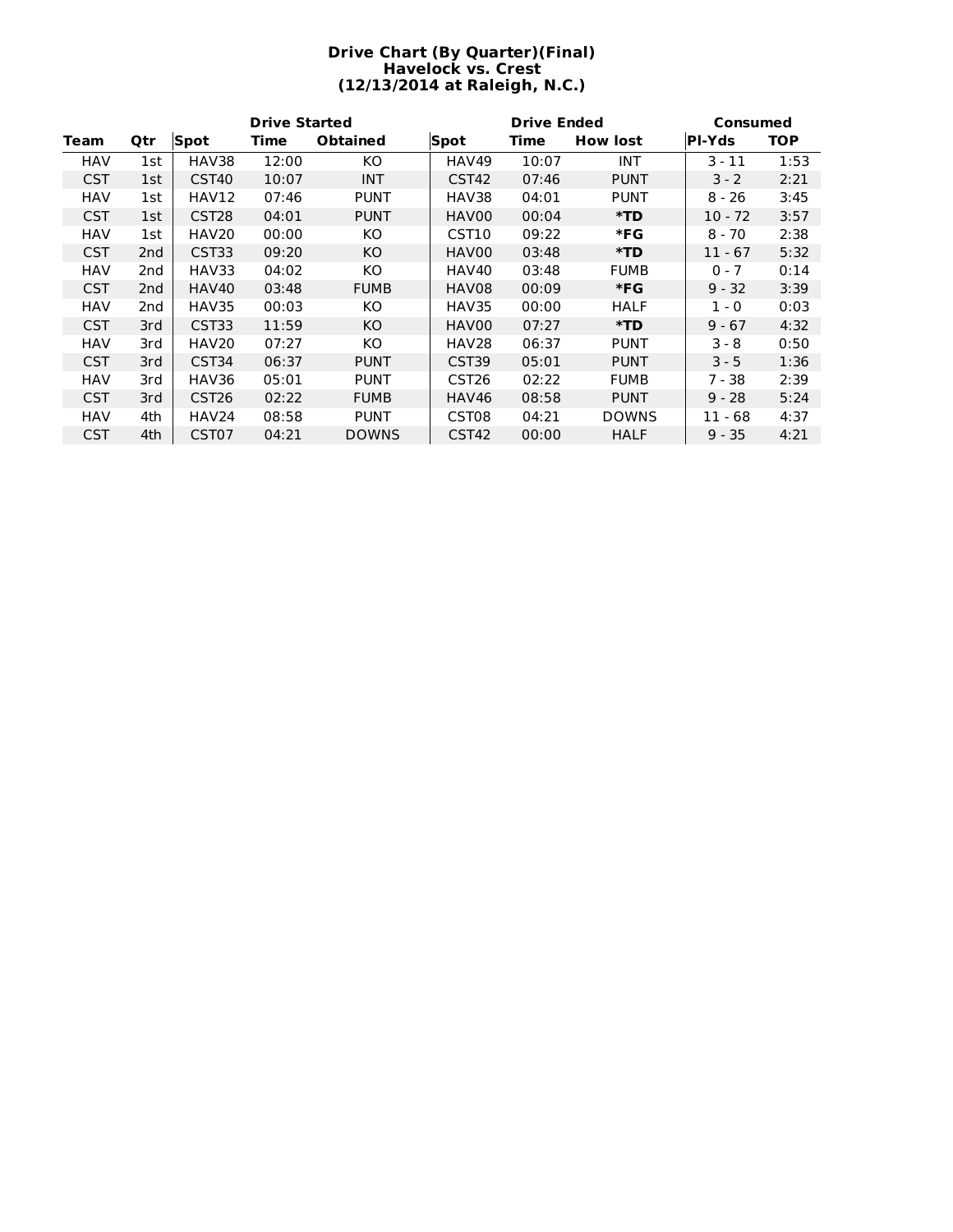**Drive Chart (By Quarter)(Final)**
**Havelock vs. Crest**
**(12/13/2014 at Raleigh, N.C.)**

| | | Drive Started | | | Drive Ended | | | Consumed | |
|---|---|---|---|---|---|---|---|---|---|
| **Team** | **Qtr** | **Spot** | **Time** | **Obtained** | **Spot** | **Time** | **How lost** | **Pl-Yds** | **TOP** |
| HAV | 1st | HAV38 | 12:00 | KO | HAV49 | 10:07 | INT | 3 - 11 | 1:53 |
| CST | 1st | CST40 | 10:07 | INT | CST42 | 07:46 | PUNT | 3 - 2 | 2:21 |
| HAV | 1st | HAV12 | 07:46 | PUNT | HAV38 | 04:01 | PUNT | 8 - 26 | 3:45 |
| CST | 1st | CST28 | 04:01 | PUNT | HAV00 | 00:04 | ***TD** | 10 - 72 | 3:57 |
| HAV | 1st | HAV20 | 00:00 | KO | CST10 | 09:22 | ***FG** | 8 - 70 | 2:38 |
| CST | 2nd | CST33 | 09:20 | KO | HAV00 | 03:48 | ***TD** | 11 - 67 | 5:32 |
| HAV | 2nd | HAV33 | 04:02 | KO | HAV40 | 03:48 | FUMB | 0 - 7 | 0:14 |
| CST | 2nd | HAV40 | 03:48 | FUMB | HAV08 | 00:09 | ***FG** | 9 - 32 | 3:39 |
| HAV | 2nd | HAV35 | 00:03 | KO | HAV35 | 00:00 | HALF | 1 - 0 | 0:03 |
| CST | 3rd | CST33 | 11:59 | KO | HAV00 | 07:27 | ***TD** | 9 - 67 | 4:32 |
| HAV | 3rd | HAV20 | 07:27 | KO | HAV28 | 06:37 | PUNT | 3 - 8 | 0:50 |
| CST | 3rd | CST34 | 06:37 | PUNT | CST39 | 05:01 | PUNT | 3 - 5 | 1:36 |
| HAV | 3rd | HAV36 | 05:01 | PUNT | CST26 | 02:22 | FUMB | 7 - 38 | 2:39 |
| CST | 3rd | CST26 | 02:22 | FUMB | HAV46 | 08:58 | PUNT | 9 - 28 | 5:24 |
| HAV | 4th | HAV24 | 08:58 | PUNT | CST08 | 04:21 | DOWNS | 11 - 68 | 4:37 |
| CST | 4th | CST07 | 04:21 | DOWNS | CST42 | 00:00 | HALF | 9 - 35 | 4:21 |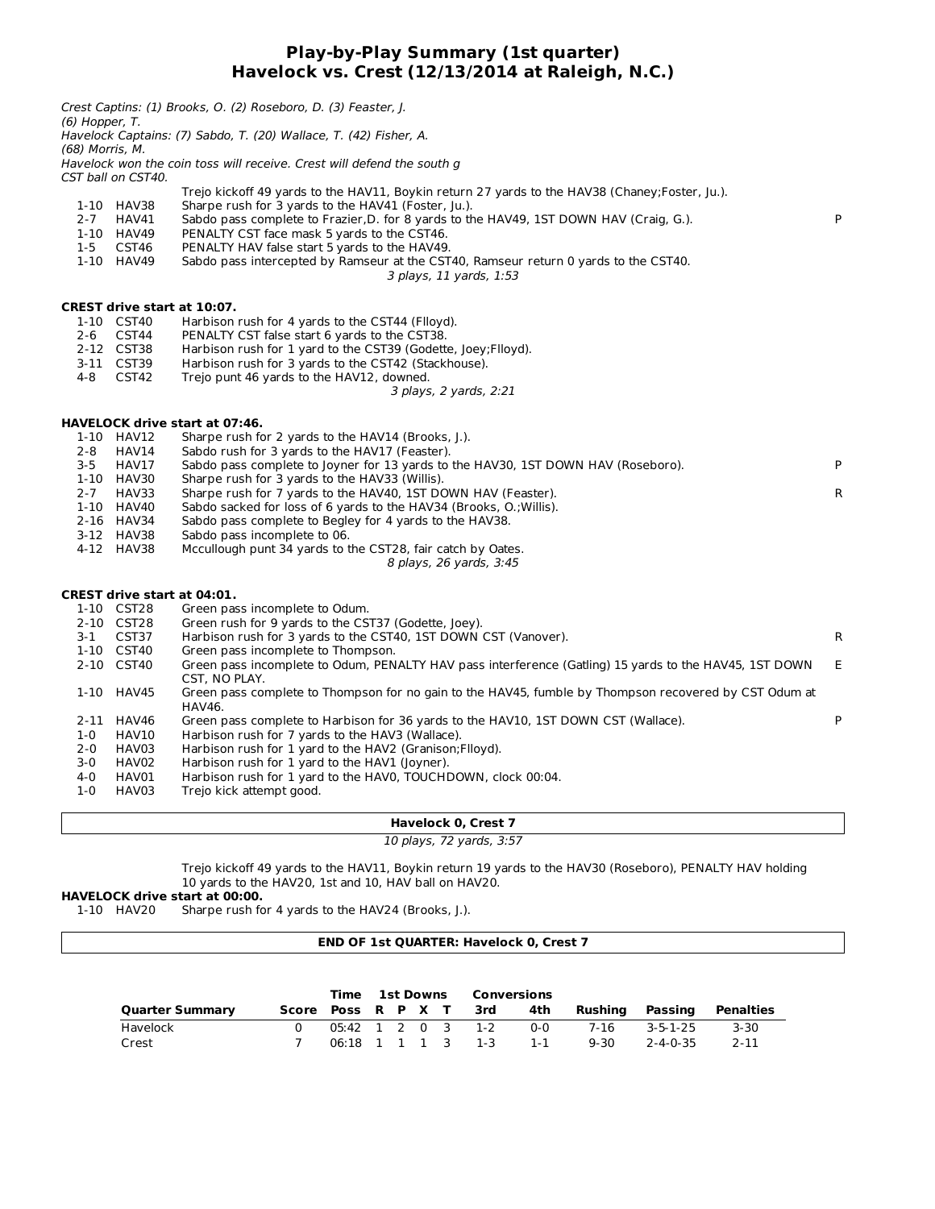# Play-by-Play Summary (1st quarter)
## Havelock vs. Crest (12/13/2014 at Raleigh, N.C.)

*Crest Captins: (1) Brooks, O. (2) Roseboro, D. (3) Feaster, J. (6) Hopper, T.*
*Havelock Captains: (7) Sabdo, T. (20) Wallace, T. (42) Fisher, A. (68) Morris, M.*
*Havelock won the coin toss will receive. Crest will defend the south g*
*CST ball on CST40.*

| | | | |
|---|---|---|---|
| | | Trejo kickoff 49 yards to the HAV11, Boykin return 27 yards to the HAV38 (Chaney;Foster, Ju.). | |
| 1-10 | HAV38 | Sharpe rush for 3 yards to the HAV41 (Foster, Ju.). | |
| 2-7 | HAV41 | Sabdo pass complete to Frazier,D. for 8 yards to the HAV49, 1ST DOWN HAV (Craig, G.). | P |
| 1-10 | HAV49 | PENALTY CST face mask 5 yards to the CST46. | |
| 1-5 | CST46 | PENALTY HAV false start 5 yards to the HAV49. | |
| 1-10 | HAV49 | Sabdo pass intercepted by Ramseur at the CST40, Ramseur return 0 yards to the CST40. | |

*3 plays, 11 yards, 1:53*

**CREST drive start at 10:07.**

| | | | |
|---|---|---|---|
| 1-10 | CST40 | Harbison rush for 4 yards to the CST44 (Flloyd). | |
| 2-6 | CST44 | PENALTY CST false start 6 yards to the CST38. | |
| 2-12 | CST38 | Harbison rush for 1 yard to the CST39 (Godette, Joey;Flloyd). | |
| 3-11 | CST39 | Harbison rush for 3 yards to the CST42 (Stackhouse). | |
| 4-8 | CST42 | Trejo punt 46 yards to the HAV12, downed. | |

*3 plays, 2 yards, 2:21*

**HAVELOCK drive start at 07:46.**

| | | | |
|---|---|---|---|
| 1-10 | HAV12 | Sharpe rush for 2 yards to the HAV14 (Brooks, J.). | |
| 2-8 | HAV14 | Sabdo rush for 3 yards to the HAV17 (Feaster). | |
| 3-5 | HAV17 | Sabdo pass complete to Joyner for 13 yards to the HAV30, 1ST DOWN HAV (Roseboro). | P |
| 1-10 | HAV30 | Sharpe rush for 3 yards to the HAV33 (Willis). | |
| 2-7 | HAV33 | Sharpe rush for 7 yards to the HAV40, 1ST DOWN HAV (Feaster). | R |
| 1-10 | HAV40 | Sabdo sacked for loss of 6 yards to the HAV34 (Brooks, O.;Willis). | |
| 2-16 | HAV34 | Sabdo pass complete to Begley for 4 yards to the HAV38. | |
| 3-12 | HAV38 | Sabdo pass incomplete to 06. | |
| 4-12 | HAV38 | Mccullough punt 34 yards to the CST28, fair catch by Oates. | |

*8 plays, 26 yards, 3:45*

**CREST drive start at 04:01.**

| | | | |
|---|---|---|---|
| 1-10 | CST28 | Green pass incomplete to Odum. | |
| 2-10 | CST28 | Green rush for 9 yards to the CST37 (Godette, Joey). | |
| 3-1 | CST37 | Harbison rush for 3 yards to the CST40, 1ST DOWN CST (Vanover). | R |
| 1-10 | CST40 | Green pass incomplete to Thompson. | |
| 2-10 | CST40 | Green pass incomplete to Odum, PENALTY HAV pass interference (Gatling) 15 yards to the HAV45, 1ST DOWN CST, NO PLAY. | E |
| 1-10 | HAV45 | Green pass complete to Thompson for no gain to the HAV45, fumble by Thompson recovered by CST Odum at HAV46. | |
| 2-11 | HAV46 | Green pass complete to Harbison for 36 yards to the HAV10, 1ST DOWN CST (Wallace). | P |
| 1-0 | HAV10 | Harbison rush for 7 yards to the HAV3 (Wallace). | |
| 2-0 | HAV03 | Harbison rush for 1 yard to the HAV2 (Granison;Flloyd). | |
| 3-0 | HAV02 | Harbison rush for 1 yard to the HAV1 (Joyner). | |
| 4-0 | HAV01 | Harbison rush for 1 yard to the HAV0, TOUCHDOWN, clock 00:04. | |
| 1-0 | HAV03 | Trejo kick attempt good. | |

**Havelock 0, Crest 7**

*10 plays, 72 yards, 3:57*

Trejo kickoff 49 yards to the HAV11, Boykin return 19 yards to the HAV30 (Roseboro), PENALTY HAV holding 10 yards to the HAV20, 1st and 10, HAV ball on HAV20.

**HAVELOCK drive start at 00:00.**

| | | |
|---|---|---|
| 1-10 | HAV20 | Sharpe rush for 4 yards to the HAV24 (Brooks, J.). |

**END OF 1st QUARTER: Havelock 0, Crest 7**

| Quarter Summary | Score | Time Poss | 1st Downs R | P | X | T | Conversions 3rd | 4th | Rushing | Passing | Penalties |
|---|---|---|---|---|---|---|---|---|---|---|---|
| Havelock | 0 | 05:42 | 1 | 2 | 0 | 3 | 1-2 | 0-0 | 7-16 | 3-5-1-25 | 3-30 |
| Crest | 7 | 06:18 | 1 | 1 | 1 | 3 | 1-3 | 1-1 | 9-30 | 2-4-0-35 | 2-11 |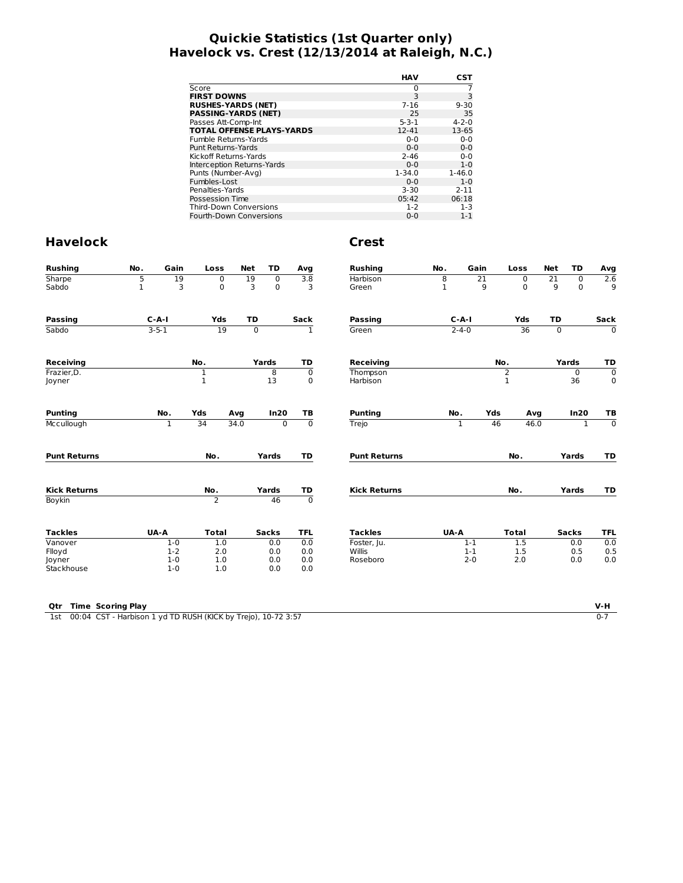# Quickie Statistics (1st Quarter only)
# Havelock vs. Crest (12/13/2014 at Raleigh, N.C.)

| | HAV | CST |
|---|---|---|
| Score | 0 | 7 |
| **FIRST DOWNS** | 3 | 3 |
| **RUSHES-YARDS (NET)** | 7-16 | 9-30 |
| **PASSING-YARDS (NET)** | 25 | 35 |
| Passes Att-Comp-Int | 5-3-1 | 4-2-0 |
| **TOTAL OFFENSE PLAYS-YARDS** | 12-41 | 13-65 |
| Fumble Returns-Yards | 0-0 | 0-0 |
| Punt Returns-Yards | 0-0 | 0-0 |
| Kickoff Returns-Yards | 2-46 | 0-0 |
| Interception Returns-Yards | 0-0 | 1-0 |
| Punts (Number-Avg) | 1-34.0 | 1-46.0 |
| Fumbles-Lost | 0-0 | 1-0 |
| Penalties-Yards | 3-30 | 2-11 |
| Possession Time | 05:42 | 06:18 |
| Third-Down Conversions | 1-2 | 1-3 |
| Fourth-Down Conversions | 0-0 | 1-1 |

## Havelock

| Rushing | No. | Gain | Loss | Net | TD | Avg |
|---|---|---|---|---|---|---|
| Sharpe | 5 | 19 | 0 | 19 | 0 | 3.8 |
| Sabdo | 1 | 3 | 0 | 3 | 0 | 3 |

| Passing | C-A-I | Yds | TD | Sack |
|---|---|---|---|---|
| Sabdo | 3-5-1 | 19 | 0 | 1 |

| Receiving | No. | Yards | TD |
|---|---|---|---|
| Frazier,D. | 1 | 8 | 0 |
| Joyner | 1 | 13 | 0 |

| Punting | No. | Yds | Avg | In20 | TB |
|---|---|---|---|---|---|
| Mccullough | 1 | 34 | 34.0 | 0 | 0 |

| Punt Returns | No. | Yards | TD |
|---|---|---|---|

| Kick Returns | No. | Yards | TD |
|---|---|---|---|
| Boykin | 2 | 46 | 0 |

| Tackles | UA-A | Total | Sacks | TFL |
|---|---|---|---|---|
| Vanover | 1-0 | 1.0 | 0.0 | 0.0 |
| Flloyd | 1-2 | 2.0 | 0.0 | 0.0 |
| Joyner | 1-0 | 1.0 | 0.0 | 0.0 |
| Stackhouse | 1-0 | 1.0 | 0.0 | 0.0 |

## Crest

| Rushing | No. | Gain | Loss | Net | TD | Avg |
|---|---|---|---|---|---|---|
| Harbison | 8 | 21 | 0 | 21 | 0 | 2.6 |
| Green | 1 | 9 | 0 | 9 | 0 | 9 |

| Passing | C-A-I | Yds | TD | Sack |
|---|---|---|---|---|
| Green | 2-4-0 | 36 | 0 | 0 |

| Receiving | No. | Yards | TD |
|---|---|---|---|
| Thompson | 2 | 0 | 0 |
| Harbison | 1 | 36 | 0 |

| Punting | No. | Yds | Avg | In20 | TB |
|---|---|---|---|---|---|
| Trejo | 1 | 46 | 46.0 | 1 | 0 |

| Punt Returns | No. | Yards | TD |
|---|---|---|---|

| Kick Returns | No. | Yards | TD |
|---|---|---|---|

| Tackles | UA-A | Total | Sacks | TFL |
|---|---|---|---|---|
| Foster, Ju. | 1-1 | 1.5 | 0.0 | 0.0 |
| Willis | 1-1 | 1.5 | 0.5 | 0.5 |
| Roseboro | 2-0 | 2.0 | 0.0 | 0.0 |

| Qtr | Time | Scoring Play | V-H |
|---|---|---|---|
| 1st | 00:04 | CST - Harbison 1 yd TD RUSH (KICK by Trejo), 10-72 3:57 | 0-7 |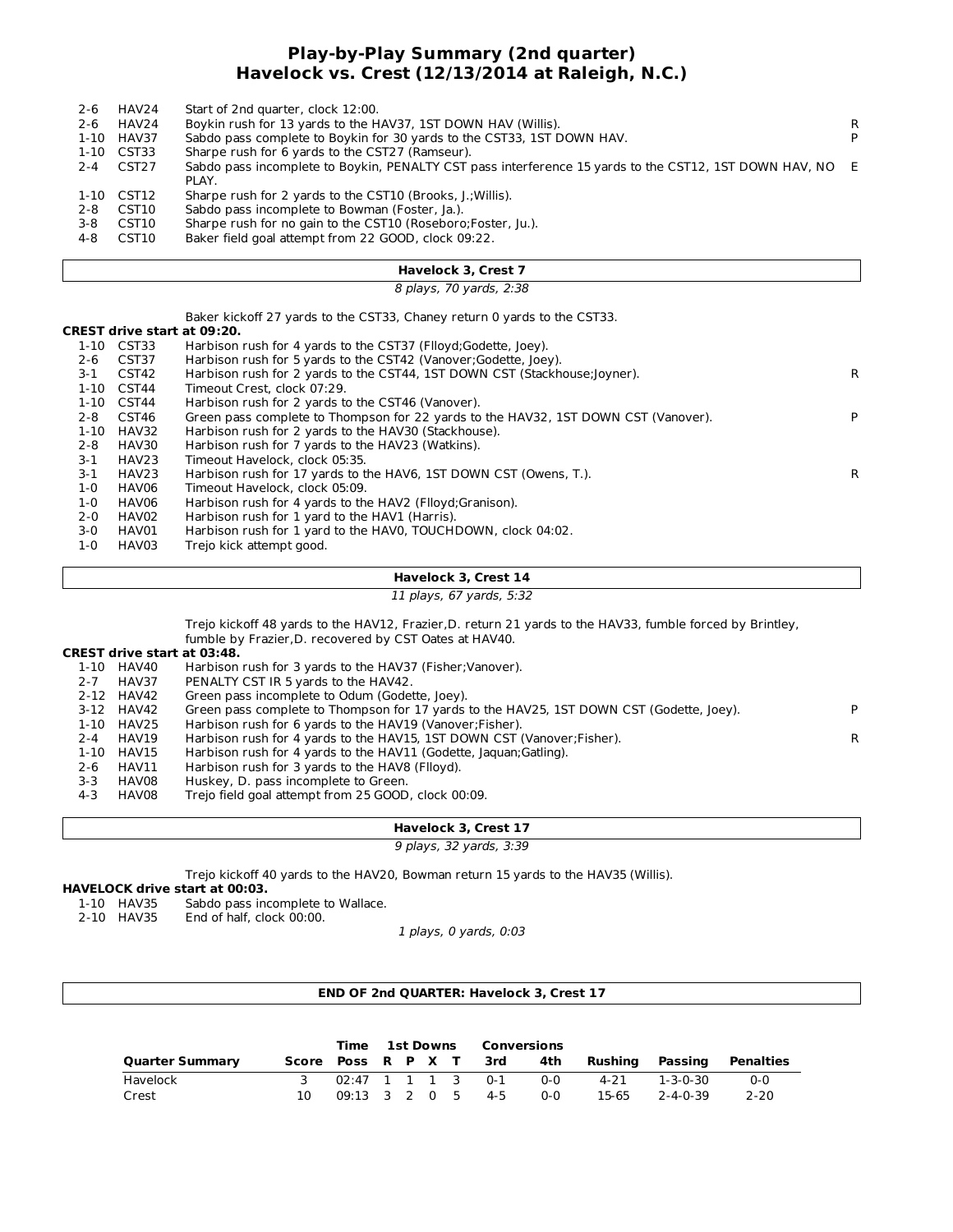# Play-by-Play Summary (2nd quarter)
## Havelock vs. Crest (12/13/2014 at Raleigh, N.C.)

| | | | |
|---|---|---|---|
| 2-6 | HAV24 | Start of 2nd quarter, clock 12:00. | |
| 2-6 | HAV24 | Boykin rush for 13 yards to the HAV37, 1ST DOWN HAV (Willis). | R |
| 1-10 | HAV37 | Sabdo pass complete to Boykin for 30 yards to the CST33, 1ST DOWN HAV. | P |
| 1-10 | CST33 | Sharpe rush for 6 yards to the CST27 (Ramseur). | |
| 2-4 | CST27 | Sabdo pass incomplete to Boykin, PENALTY CST pass interference 15 yards to the CST12, 1ST DOWN HAV, NO PLAY. | E |
| 1-10 | CST12 | Sharpe rush for 2 yards to the CST10 (Brooks, J.;Willis). | |
| 2-8 | CST10 | Sabdo pass incomplete to Bowman (Foster, Ja.). | |
| 3-8 | CST10 | Sharpe rush for no gain to the CST10 (Roseboro;Foster, Ju.). | |
| 4-8 | CST10 | Baker field goal attempt from 22 GOOD, clock 09:22. | |

**Havelock 3, Crest 7**

*8 plays, 70 yards, 2:38*

Baker kickoff 27 yards to the CST33, Chaney return 0 yards to the CST33.

**CREST drive start at 09:20.**

| | | | |
|---|---|---|---|
| 1-10 | CST33 | Harbison rush for 4 yards to the CST37 (Flloyd;Godette, Joey). | |
| 2-6 | CST37 | Harbison rush for 5 yards to the CST42 (Vanover;Godette, Joey). | |
| 3-1 | CST42 | Harbison rush for 2 yards to the CST44, 1ST DOWN CST (Stackhouse;Joyner). | R |
| 1-10 | CST44 | Timeout Crest, clock 07:29. | |
| 1-10 | CST44 | Harbison rush for 2 yards to the CST46 (Vanover). | |
| 2-8 | CST46 | Green pass complete to Thompson for 22 yards to the HAV32, 1ST DOWN CST (Vanover). | P |
| 1-10 | HAV32 | Harbison rush for 2 yards to the HAV30 (Stackhouse). | |
| 2-8 | HAV30 | Harbison rush for 7 yards to the HAV23 (Watkins). | |
| 3-1 | HAV23 | Timeout Havelock, clock 05:35. | |
| 3-1 | HAV23 | Harbison rush for 17 yards to the HAV6, 1ST DOWN CST (Owens, T.). | R |
| 1-0 | HAV06 | Timeout Havelock, clock 05:09. | |
| 1-0 | HAV06 | Harbison rush for 4 yards to the HAV2 (Flloyd;Granison). | |
| 2-0 | HAV02 | Harbison rush for 1 yard to the HAV1 (Harris). | |
| 3-0 | HAV01 | Harbison rush for 1 yard to the HAV0, TOUCHDOWN, clock 04:02. | |
| 1-0 | HAV03 | Trejo kick attempt good. | |

**Havelock 3, Crest 14**

*11 plays, 67 yards, 5:32*

Trejo kickoff 48 yards to the HAV12, Frazier,D. return 21 yards to the HAV33, fumble forced by Brintley, fumble by Frazier,D. recovered by CST Oates at HAV40.

**CREST drive start at 03:48.**

| | | | |
|---|---|---|---|
| 1-10 | HAV40 | Harbison rush for 3 yards to the HAV37 (Fisher;Vanover). | |
| 2-7 | HAV37 | PENALTY CST IR 5 yards to the HAV42. | |
| 2-12 | HAV42 | Green pass incomplete to Odum (Godette, Joey). | |
| 3-12 | HAV42 | Green pass complete to Thompson for 17 yards to the HAV25, 1ST DOWN CST (Godette, Joey). | P |
| 1-10 | HAV25 | Harbison rush for 6 yards to the HAV19 (Vanover;Fisher). | |
| 2-4 | HAV19 | Harbison rush for 4 yards to the HAV15, 1ST DOWN CST (Vanover;Fisher). | R |
| 1-10 | HAV15 | Harbison rush for 4 yards to the HAV11 (Godette, Jaquan;Gatling). | |
| 2-6 | HAV11 | Harbison rush for 3 yards to the HAV8 (Flloyd). | |
| 3-3 | HAV08 | Huskey, D. pass incomplete to Green. | |
| 4-3 | HAV08 | Trejo field goal attempt from 25 GOOD, clock 00:09. | |

**Havelock 3, Crest 17**

*9 plays, 32 yards, 3:39*

Trejo kickoff 40 yards to the HAV20, Bowman return 15 yards to the HAV35 (Willis).

**HAVELOCK drive start at 00:03.**

| | | |
|---|---|---|
| 1-10 | HAV35 | Sabdo pass incomplete to Wallace. |
| 2-10 | HAV35 | End of half, clock 00:00. |

*1 plays, 0 yards, 0:03*

**END OF 2nd QUARTER: Havelock 3, Crest 17**

| Quarter Summary | Score | Time Poss | 1st Downs R | P | X | T | Conversions 3rd | 4th | Rushing | Passing | Penalties |
|---|---|---|---|---|---|---|---|---|---|---|---|
| Havelock | 3 | 02:47 | 1 | 1 | 1 | 3 | 0-1 | 0-0 | 4-21 | 1-3-0-30 | 0-0 |
| Crest | 10 | 09:13 | 3 | 2 | 0 | 5 | 4-5 | 0-0 | 15-65 | 2-4-0-39 | 2-20 |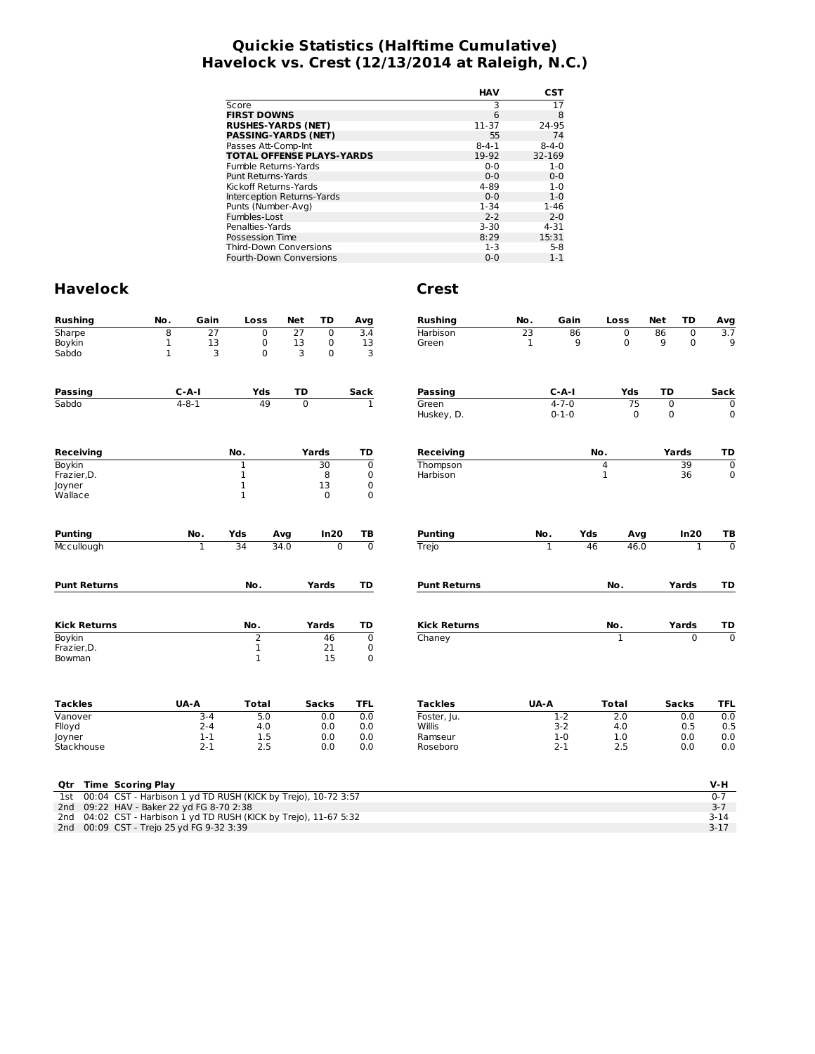# Quickie Statistics (Halftime Cumulative)
# Havelock vs. Crest (12/13/2014 at Raleigh, N.C.)

| | HAV | CST |
|---|---|---|
| Score | 3 | 17 |
| **FIRST DOWNS** | 6 | 8 |
| **RUSHES-YARDS (NET)** | 11-37 | 24-95 |
| **PASSING-YARDS (NET)** | 55 | 74 |
| Passes Att-Comp-Int | 8-4-1 | 8-4-0 |
| **TOTAL OFFENSE PLAYS-YARDS** | 19-92 | 32-169 |
| Fumble Returns-Yards | 0-0 | 1-0 |
| Punt Returns-Yards | 0-0 | 0-0 |
| Kickoff Returns-Yards | 4-89 | 1-0 |
| Interception Returns-Yards | 0-0 | 1-0 |
| Punts (Number-Avg) | 1-34 | 1-46 |
| Fumbles-Lost | 2-2 | 2-0 |
| Penalties-Yards | 3-30 | 4-31 |
| Possession Time | 8:29 | 15:31 |
| Third-Down Conversions | 1-3 | 5-8 |
| Fourth-Down Conversions | 0-0 | 1-1 |

## Havelock

| Rushing | No. | Gain | Loss | Net | TD | Avg |
|---|---|---|---|---|---|---|
| Sharpe | 8 | 27 | 0 | 27 | 0 | 3.4 |
| Boykin | 1 | 13 | 0 | 13 | 0 | 13 |
| Sabdo | 1 | 3 | 0 | 3 | 0 | 3 |

| Passing | C-A-I | Yds | TD | Sack |
|---|---|---|---|---|
| Sabdo | 4-8-1 | 49 | 0 | 1 |

| Receiving | No. | Yards | TD |
|---|---|---|---|
| Boykin | 1 | 30 | 0 |
| Frazier,D. | 1 | 8 | 0 |
| Joyner | 1 | 13 | 0 |
| Wallace | 1 | 0 | 0 |

| Punting | No. | Yds | Avg | In20 | TB |
|---|---|---|---|---|---|
| Mccullough | 1 | 34 | 34.0 | 0 | 0 |

| Punt Returns | No. | Yards | TD |
|---|---|---|---|

| Kick Returns | No. | Yards | TD |
|---|---|---|---|
| Boykin | 2 | 46 | 0 |
| Frazier,D. | 1 | 21 | 0 |
| Bowman | 1 | 15 | 0 |

| Tackles | UA-A | Total | Sacks | TFL |
|---|---|---|---|---|
| Vanover | 3-4 | 5.0 | 0.0 | 0.0 |
| Flloyd | 2-4 | 4.0 | 0.0 | 0.0 |
| Joyner | 1-1 | 1.5 | 0.0 | 0.0 |
| Stackhouse | 2-1 | 2.5 | 0.0 | 0.0 |

## Crest

| Rushing | No. | Gain | Loss | Net | TD | Avg |
|---|---|---|---|---|---|---|
| Harbison | 23 | 86 | 0 | 86 | 0 | 3.7 |
| Green | 1 | 9 | 0 | 9 | 0 | 9 |

| Passing | C-A-I | Yds | TD | Sack |
|---|---|---|---|---|
| Green | 4-7-0 | 75 | 0 | 0 |
| Huskey, D. | 0-1-0 | 0 | 0 | 0 |

| Receiving | No. | Yards | TD |
|---|---|---|---|
| Thompson | 4 | 39 | 0 |
| Harbison | 1 | 36 | 0 |

| Punting | No. | Yds | Avg | In20 | TB |
|---|---|---|---|---|---|
| Trejo | 1 | 46 | 46.0 | 1 | 0 |

| Punt Returns | No. | Yards | TD |
|---|---|---|---|

| Kick Returns | No. | Yards | TD |
|---|---|---|---|
| Chaney | 1 | 0 | 0 |

| Tackles | UA-A | Total | Sacks | TFL |
|---|---|---|---|---|
| Foster, Ju. | 1-2 | 2.0 | 0.0 | 0.0 |
| Willis | 3-2 | 4.0 | 0.5 | 0.5 |
| Ramseur | 1-0 | 1.0 | 0.0 | 0.0 |
| Roseboro | 2-1 | 2.5 | 0.0 | 0.0 |

| Qtr | Time | Scoring Play | V-H |
|---|---|---|---|
| 1st | 00:04 | CST - Harbison 1 yd TD RUSH (KICK by Trejo), 10-72 3:57 | 0-7 |
| 2nd | 09:22 | HAV - Baker 22 yd FG 8-70 2:38 | 3-7 |
| 2nd | 04:02 | CST - Harbison 1 yd TD RUSH (KICK by Trejo), 11-67 5:32 | 3-14 |
| 2nd | 00:09 | CST - Trejo 25 yd FG 9-32 3:39 | 3-17 |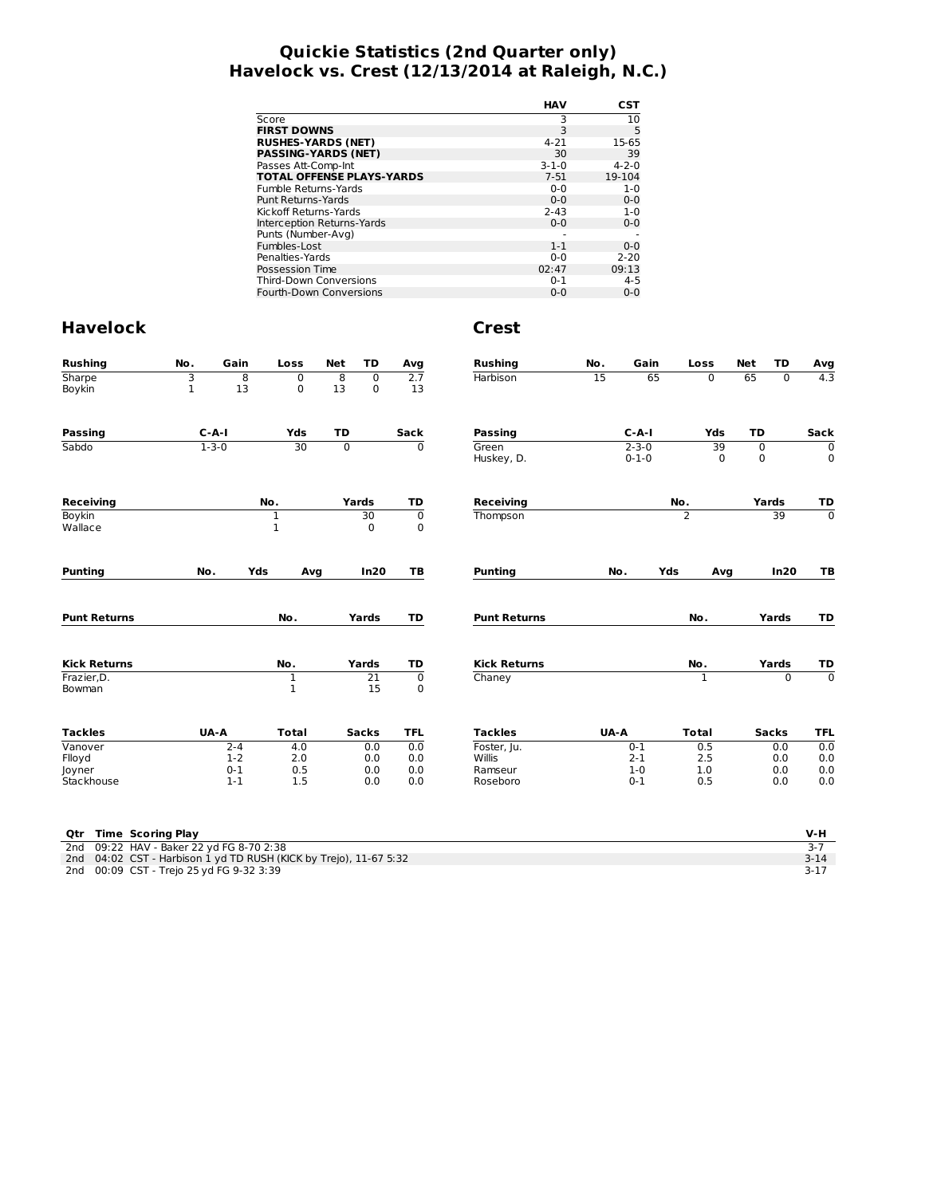# Quickie Statistics (2nd Quarter only)
# Havelock vs. Crest (12/13/2014 at Raleigh, N.C.)

| | HAV | CST |
|---|---|---|
| Score | 3 | 10 |
| **FIRST DOWNS** | 3 | 5 |
| **RUSHES-YARDS (NET)** | 4-21 | 15-65 |
| **PASSING-YARDS (NET)** | 30 | 39 |
| Passes Att-Comp-Int | 3-1-0 | 4-2-0 |
| **TOTAL OFFENSE PLAYS-YARDS** | 7-51 | 19-104 |
| Fumble Returns-Yards | 0-0 | 1-0 |
| Punt Returns-Yards | 0-0 | 0-0 |
| Kickoff Returns-Yards | 2-43 | 1-0 |
| Interception Returns-Yards | 0-0 | 0-0 |
| Punts (Number-Avg) | - | - |
| Fumbles-Lost | 1-1 | 0-0 |
| Penalties-Yards | 0-0 | 2-20 |
| Possession Time | 02:47 | 09:13 |
| Third-Down Conversions | 0-1 | 4-5 |
| Fourth-Down Conversions | 0-0 | 0-0 |

## Havelock

| Rushing | No. | Gain | Loss | Net | TD | Avg |
|---|---|---|---|---|---|---|
| Sharpe | 3 | 8 | 0 | 8 | 0 | 2.7 |
| Boykin | 1 | 13 | 0 | 13 | 0 | 13 |

| Passing | C-A-I | Yds | TD | Sack |
|---|---|---|---|---|
| Sabdo | 1-3-0 | 30 | 0 | 0 |

| Receiving | No. | Yards | TD |
|---|---|---|---|
| Boykin | 1 | 30 | 0 |
| Wallace | 1 | 0 | 0 |

| Punting | No. | Yds | Avg | In20 | TB |
|---|---|---|---|---|---|

| Punt Returns | No. | Yards | TD |
|---|---|---|---|

| Kick Returns | No. | Yards | TD |
|---|---|---|---|
| Frazier,D. | 1 | 21 | 0 |
| Bowman | 1 | 15 | 0 |

| Tackles | UA-A | Total | Sacks | TFL |
|---|---|---|---|---|
| Vanover | 2-4 | 4.0 | 0.0 | 0.0 |
| Flloyd | 1-2 | 2.0 | 0.0 | 0.0 |
| Joyner | 0-1 | 0.5 | 0.0 | 0.0 |
| Stackhouse | 1-1 | 1.5 | 0.0 | 0.0 |

## Crest

| Rushing | No. | Gain | Loss | Net | TD | Avg |
|---|---|---|---|---|---|---|
| Harbison | 15 | 65 | 0 | 65 | 0 | 4.3 |

| Passing | C-A-I | Yds | TD | Sack |
|---|---|---|---|---|
| Green | 2-3-0 | 39 | 0 | 0 |
| Huskey, D. | 0-1-0 | 0 | 0 | 0 |

| Receiving | No. | Yards | TD |
|---|---|---|---|
| Thompson | 2 | 39 | 0 |

| Punting | No. | Yds | Avg | In20 | TB |
|---|---|---|---|---|---|

| Punt Returns | No. | Yards | TD |
|---|---|---|---|

| Kick Returns | No. | Yards | TD |
|---|---|---|---|
| Chaney | 1 | 0 | 0 |

| Tackles | UA-A | Total | Sacks | TFL |
|---|---|---|---|---|
| Foster, Ju. | 0-1 | 0.5 | 0.0 | 0.0 |
| Willis | 2-1 | 2.5 | 0.0 | 0.0 |
| Ramseur | 1-0 | 1.0 | 0.0 | 0.0 |
| Roseboro | 0-1 | 0.5 | 0.0 | 0.0 |

| Qtr | Time | Scoring Play | V-H |
|---|---|---|---|
| 2nd | 09:22 | HAV - Baker 22 yd FG 8-70 2:38 | 3-7 |
| 2nd | 04:02 | CST - Harbison 1 yd TD RUSH (KICK by Trejo), 11-67 5:32 | 3-14 |
| 2nd | 00:09 | CST - Trejo 25 yd FG 9-32 3:39 | 3-17 |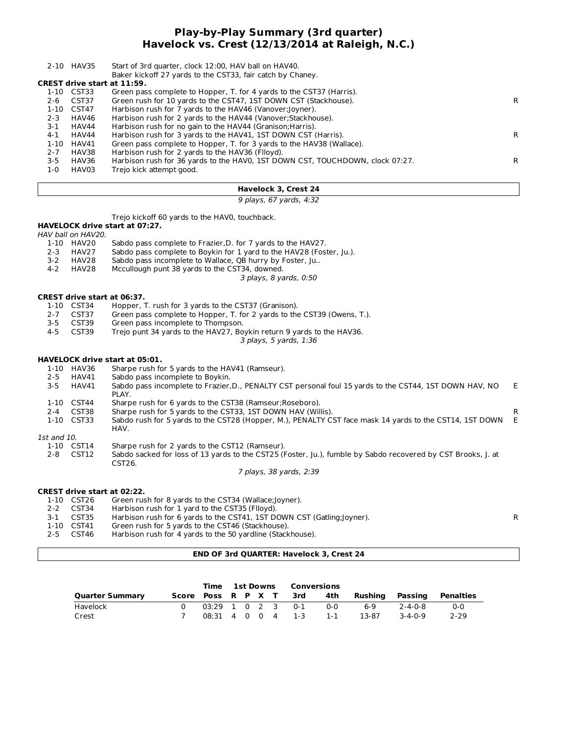# Play-by-Play Summary (3rd quarter)
## Havelock vs. Crest (12/13/2014 at Raleigh, N.C.)

| | | | |
|---|---|---|---|
| 2-10 | HAV35 | Start of 3rd quarter, clock 12:00, HAV ball on HAV40. | |
| | | Baker kickoff 27 yards to the CST33, fair catch by Chaney. | |

**CREST drive start at 11:59.**

| | | | |
|---|---|---|---|
| 1-10 | CST33 | Green pass complete to Hopper, T. for 4 yards to the CST37 (Harris). | |
| 2-6 | CST37 | Green rush for 10 yards to the CST47, 1ST DOWN CST (Stackhouse). | R |
| 1-10 | CST47 | Harbison rush for 7 yards to the HAV46 (Vanover;Joyner). | |
| 2-3 | HAV46 | Harbison rush for 2 yards to the HAV44 (Vanover;Stackhouse). | |
| 3-1 | HAV44 | Harbison rush for no gain to the HAV44 (Granison;Harris). | |
| 4-1 | HAV44 | Harbison rush for 3 yards to the HAV41, 1ST DOWN CST (Harris). | R |
| 1-10 | HAV41 | Green pass complete to Hopper, T. for 3 yards to the HAV38 (Wallace). | |
| 2-7 | HAV38 | Harbison rush for 2 yards to the HAV36 (Flloyd). | |
| 3-5 | HAV36 | Harbison rush for 36 yards to the HAV0, 1ST DOWN CST, TOUCHDOWN, clock 07:27. | R |
| 1-0 | HAV03 | Trejo kick attempt good. | |

**Havelock 3, Crest 24**

*9 plays, 67 yards, 4:32*

Trejo kickoff 60 yards to the HAV0, touchback.

**HAVELOCK drive start at 07:27.**

*HAV ball on HAV20.*

| | | | |
|---|---|---|---|
| 1-10 | HAV20 | Sabdo pass complete to Frazier,D. for 7 yards to the HAV27. | |
| 2-3 | HAV27 | Sabdo pass complete to Boykin for 1 yard to the HAV28 (Foster, Ju.). | |
| 3-2 | HAV28 | Sabdo pass incomplete to Wallace, QB hurry by Foster, Ju.. | |
| 4-2 | HAV28 | Mccullough punt 38 yards to the CST34, downed. | |

*3 plays, 8 yards, 0:50*

**CREST drive start at 06:37.**

| | | | |
|---|---|---|---|
| 1-10 | CST34 | Hopper, T. rush for 3 yards to the CST37 (Granison). | |
| 2-7 | CST37 | Green pass complete to Hopper, T. for 2 yards to the CST39 (Owens, T.). | |
| 3-5 | CST39 | Green pass incomplete to Thompson. | |
| 4-5 | CST39 | Trejo punt 34 yards to the HAV27, Boykin return 9 yards to the HAV36. | |

*3 plays, 5 yards, 1:36*

**HAVELOCK drive start at 05:01.**

| | | | |
|---|---|---|---|
| 1-10 | HAV36 | Sharpe rush for 5 yards to the HAV41 (Ramseur). | |
| 2-5 | HAV41 | Sabdo pass incomplete to Boykin. | |
| 3-5 | HAV41 | Sabdo pass incomplete to Frazier,D., PENALTY CST personal foul 15 yards to the CST44, 1ST DOWN HAV, NO PLAY. | E |
| 1-10 | CST44 | Sharpe rush for 6 yards to the CST38 (Ramseur;Roseboro). | |
| 2-4 | CST38 | Sharpe rush for 5 yards to the CST33, 1ST DOWN HAV (Willis). | R |
| 1-10 | CST33 | Sabdo rush for 5 yards to the CST28 (Hopper, M.), PENALTY CST face mask 14 yards to the CST14, 1ST DOWN HAV. | E |

*1st and 10.*

| | | | |
|---|---|---|---|
| 1-10 | CST14 | Sharpe rush for 2 yards to the CST12 (Ramseur). | |
| 2-8 | CST12 | Sabdo sacked for loss of 13 yards to the CST25 (Foster, Ju.), fumble by Sabdo recovered by CST Brooks, J. at CST26. | |

*7 plays, 38 yards, 2:39*

**CREST drive start at 02:22.**

| | | | |
|---|---|---|---|
| 1-10 | CST26 | Green rush for 8 yards to the CST34 (Wallace;Joyner). | |
| 2-2 | CST34 | Harbison rush for 1 yard to the CST35 (Flloyd). | |
| 3-1 | CST35 | Harbison rush for 6 yards to the CST41, 1ST DOWN CST (Gatling;Joyner). | R |
| 1-10 | CST41 | Green rush for 5 yards to the CST46 (Stackhouse). | |
| 2-5 | CST46 | Harbison rush for 4 yards to the 50 yardline (Stackhouse). | |

**END OF 3rd QUARTER: Havelock 3, Crest 24**

| Quarter Summary | Score | Time Poss | 1st Downs R | P | X | T | Conversions 3rd | 4th | Rushing | Passing | Penalties |
|---|---|---|---|---|---|---|---|---|---|---|---|
| Havelock | 0 | 03:29 | 1 | 0 | 2 | 3 | 0-1 | 0-0 | 6-9 | 2-4-0-8 | 0-0 |
| Crest | 7 | 08:31 | 4 | 0 | 0 | 4 | 1-3 | 1-1 | 13-87 | 3-4-0-9 | 2-29 |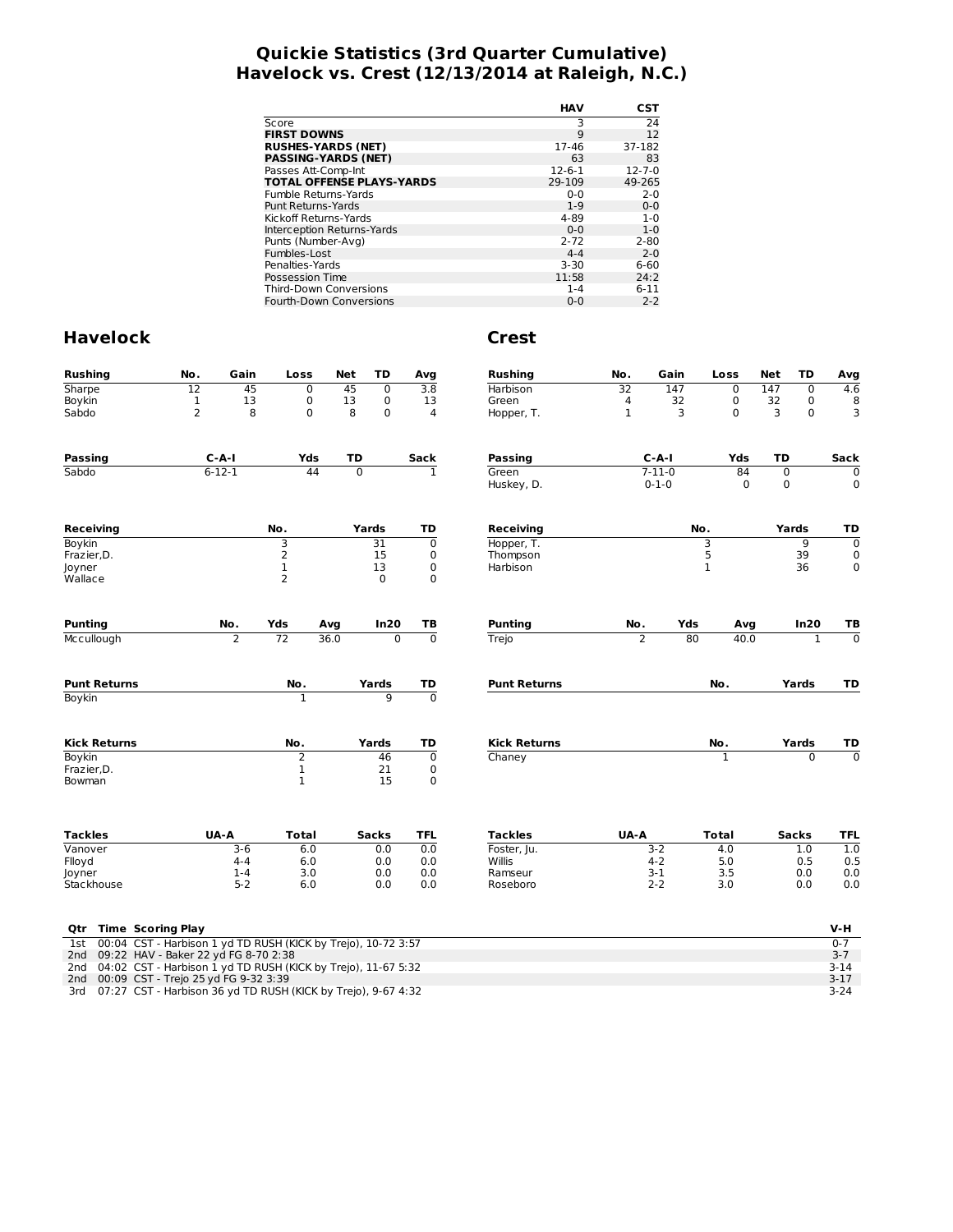# Quickie Statistics (3rd Quarter Cumulative)
## Havelock vs. Crest (12/13/2014 at Raleigh, N.C.)

| | HAV | CST |
|---|---|---|
| Score | 3 | 24 |
| **FIRST DOWNS** | 9 | 12 |
| **RUSHES-YARDS (NET)** | 17-46 | 37-182 |
| **PASSING-YARDS (NET)** | 63 | 83 |
| Passes Att-Comp-Int | 12-6-1 | 12-7-0 |
| **TOTAL OFFENSE PLAYS-YARDS** | 29-109 | 49-265 |
| Fumble Returns-Yards | 0-0 | 2-0 |
| Punt Returns-Yards | 1-9 | 0-0 |
| Kickoff Returns-Yards | 4-89 | 1-0 |
| Interception Returns-Yards | 0-0 | 1-0 |
| Punts (Number-Avg) | 2-72 | 2-80 |
| Fumbles-Lost | 4-4 | 2-0 |
| Penalties-Yards | 3-30 | 6-60 |
| Possession Time | 11:58 | 24:2 |
| Third-Down Conversions | 1-4 | 6-11 |
| Fourth-Down Conversions | 0-0 | 2-2 |

## Havelock

| Rushing | No. | Gain | Loss | Net | TD | Avg |
|---|---|---|---|---|---|---|
| Sharpe | 12 | 45 | 0 | 45 | 0 | 3.8 |
| Boykin | 1 | 13 | 0 | 13 | 0 | 13 |
| Sabdo | 2 | 8 | 0 | 8 | 0 | 4 |

| Passing | C-A-I | Yds | TD | Sack |
|---|---|---|---|---|
| Sabdo | 6-12-1 | 44 | 0 | 1 |

| Receiving | No. | Yards | TD |
|---|---|---|---|
| Boykin | 3 | 31 | 0 |
| Frazier,D. | 2 | 15 | 0 |
| Joyner | 1 | 13 | 0 |
| Wallace | 2 | 0 | 0 |

| Punting | No. | Yds | Avg | In20 | TB |
|---|---|---|---|---|---|
| Mccullough | 2 | 72 | 36.0 | 0 | 0 |

| Punt Returns | No. | Yards | TD |
|---|---|---|---|
| Boykin | 1 | 9 | 0 |

| Kick Returns | No. | Yards | TD |
|---|---|---|---|
| Boykin | 2 | 46 | 0 |
| Frazier,D. | 1 | 21 | 0 |
| Bowman | 1 | 15 | 0 |

| Tackles | UA-A | Total | Sacks | TFL |
|---|---|---|---|---|
| Vanover | 3-6 | 6.0 | 0.0 | 0.0 |
| Flloyd | 4-4 | 6.0 | 0.0 | 0.0 |
| Joyner | 1-4 | 3.0 | 0.0 | 0.0 |
| Stackhouse | 5-2 | 6.0 | 0.0 | 0.0 |

## Crest

| Rushing | No. | Gain | Loss | Net | TD | Avg |
|---|---|---|---|---|---|---|
| Harbison | 32 | 147 | 0 | 147 | 0 | 4.6 |
| Green | 4 | 32 | 0 | 32 | 0 | 8 |
| Hopper, T. | 1 | 3 | 0 | 3 | 0 | 3 |

| Passing | C-A-I | Yds | TD | Sack |
|---|---|---|---|---|
| Green | 7-11-0 | 84 | 0 | 0 |
| Huskey, D. | 0-1-0 | 0 | 0 | 0 |

| Receiving | No. | Yards | TD |
|---|---|---|---|
| Hopper, T. | 3 | 9 | 0 |
| Thompson | 5 | 39 | 0 |
| Harbison | 1 | 36 | 0 |

| Punting | No. | Yds | Avg | In20 | TB |
|---|---|---|---|---|---|
| Trejo | 2 | 80 | 40.0 | 1 | 0 |

| Punt Returns | No. | Yards | TD |
|---|---|---|---|

| Kick Returns | No. | Yards | TD |
|---|---|---|---|
| Chaney | 1 | 0 | 0 |

| Tackles | UA-A | Total | Sacks | TFL |
|---|---|---|---|---|
| Foster, Ju. | 3-2 | 4.0 | 1.0 | 1.0 |
| Willis | 4-2 | 5.0 | 0.5 | 0.5 |
| Ramseur | 3-1 | 3.5 | 0.0 | 0.0 |
| Roseboro | 2-2 | 3.0 | 0.0 | 0.0 |

| Qtr | Time | Scoring Play | V-H |
|---|---|---|---|
| 1st | 00:04 | CST - Harbison 1 yd TD RUSH (KICK by Trejo), 10-72 3:57 | 0-7 |
| 2nd | 09:22 | HAV - Baker 22 yd FG 8-70 2:38 | 3-7 |
| 2nd | 04:02 | CST - Harbison 1 yd TD RUSH (KICK by Trejo), 11-67 5:32 | 3-14 |
| 2nd | 00:09 | CST - Trejo 25 yd FG 9-32 3:39 | 3-17 |
| 3rd | 07:27 | CST - Harbison 36 yd TD RUSH (KICK by Trejo), 9-67 4:32 | 3-24 |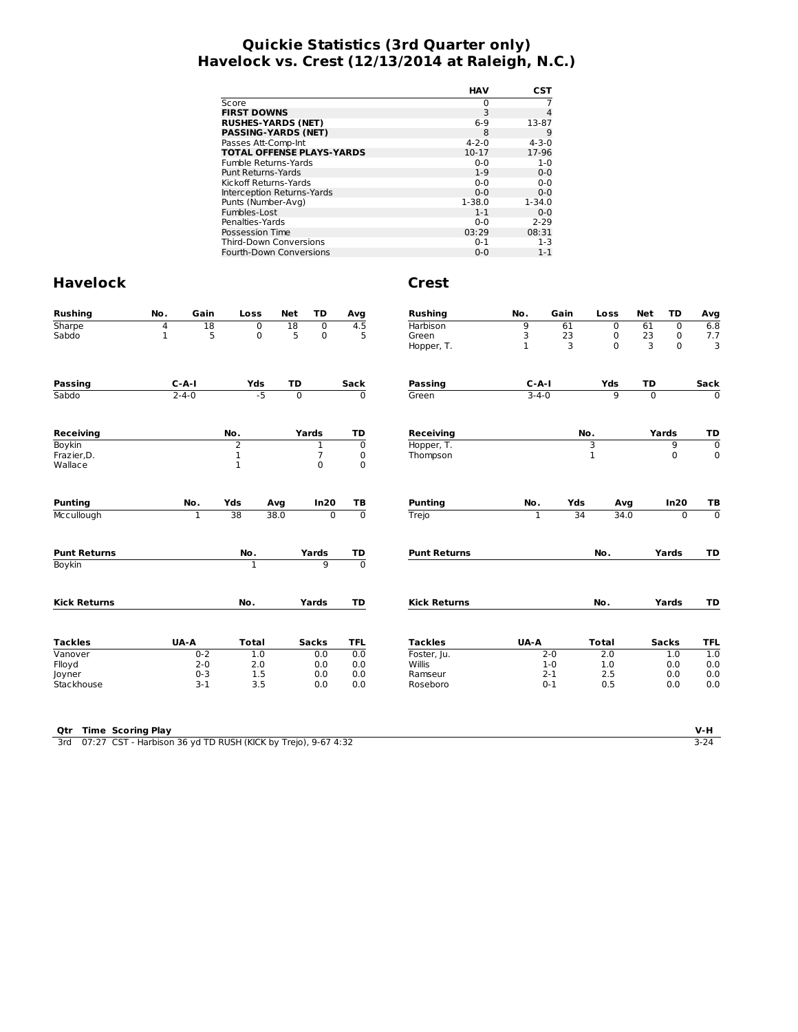# Quickie Statistics (3rd Quarter only)
## Havelock vs. Crest (12/13/2014 at Raleigh, N.C.)

| | HAV | CST |
|---|---|---|
| Score | 0 | 7 |
| **FIRST DOWNS** | 3 | 4 |
| **RUSHES-YARDS (NET)** | 6-9 | 13-87 |
| **PASSING-YARDS (NET)** | 8 | 9 |
| Passes Att-Comp-Int | 4-2-0 | 4-3-0 |
| **TOTAL OFFENSE PLAYS-YARDS** | 10-17 | 17-96 |
| Fumble Returns-Yards | 0-0 | 1-0 |
| Punt Returns-Yards | 1-9 | 0-0 |
| Kickoff Returns-Yards | 0-0 | 0-0 |
| Interception Returns-Yards | 0-0 | 0-0 |
| Punts (Number-Avg) | 1-38.0 | 1-34.0 |
| Fumbles-Lost | 1-1 | 0-0 |
| Penalties-Yards | 0-0 | 2-29 |
| Possession Time | 03:29 | 08:31 |
| Third-Down Conversions | 0-1 | 1-3 |
| Fourth-Down Conversions | 0-0 | 1-1 |

## Havelock

| Rushing | No. | Gain | Loss | Net | TD | Avg |
|---|---|---|---|---|---|---|
| Sharpe | 4 | 18 | 0 | 18 | 0 | 4.5 |
| Sabdo | 1 | 5 | 0 | 5 | 0 | 5 |

| Passing | C-A-I | Yds | TD | Sack |
|---|---|---|---|---|
| Sabdo | 2-4-0 | -5 | 0 | 0 |

| Receiving | No. | Yards | TD |
|---|---|---|---|
| Boykin | 2 | 1 | 0 |
| Frazier,D. | 1 | 7 | 0 |
| Wallace | 1 | 0 | 0 |

| Punting | No. | Yds | Avg | In20 | TB |
|---|---|---|---|---|---|
| Mccullough | 1 | 38 | 38.0 | 0 | 0 |

| Punt Returns | No. | Yards | TD |
|---|---|---|---|
| Boykin | 1 | 9 | 0 |

| Kick Returns | No. | Yards | TD |
|---|---|---|---|

| Tackles | UA-A | Total | Sacks | TFL |
|---|---|---|---|---|
| Vanover | 0-2 | 1.0 | 0.0 | 0.0 |
| Flloyd | 2-0 | 2.0 | 0.0 | 0.0 |
| Joyner | 0-3 | 1.5 | 0.0 | 0.0 |
| Stackhouse | 3-1 | 3.5 | 0.0 | 0.0 |

## Crest

| Rushing | No. | Gain | Loss | Net | TD | Avg |
|---|---|---|---|---|---|---|
| Harbison | 9 | 61 | 0 | 61 | 0 | 6.8 |
| Green | 3 | 23 | 0 | 23 | 0 | 7.7 |
| Hopper, T. | 1 | 3 | 0 | 3 | 0 | 3 |

| Passing | C-A-I | Yds | TD | Sack |
|---|---|---|---|---|
| Green | 3-4-0 | 9 | 0 | 0 |

| Receiving | No. | Yards | TD |
|---|---|---|---|
| Hopper, T. | 3 | 9 | 0 |
| Thompson | 1 | 0 | 0 |

| Punting | No. | Yds | Avg | In20 | TB |
|---|---|---|---|---|---|
| Trejo | 1 | 34 | 34.0 | 0 | 0 |

| Punt Returns | No. | Yards | TD |
|---|---|---|---|

| Kick Returns | No. | Yards | TD |
|---|---|---|---|

| Tackles | UA-A | Total | Sacks | TFL |
|---|---|---|---|---|
| Foster, Ju. | 2-0 | 2.0 | 1.0 | 1.0 |
| Willis | 1-0 | 1.0 | 0.0 | 0.0 |
| Ramseur | 2-1 | 2.5 | 0.0 | 0.0 |
| Roseboro | 0-1 | 0.5 | 0.0 | 0.0 |

| Qtr | Time | Scoring Play | V-H |
|---|---|---|---|
| 3rd | 07:27 | CST - Harbison 36 yd TD RUSH (KICK by Trejo), 9-67 4:32 | 3-24 |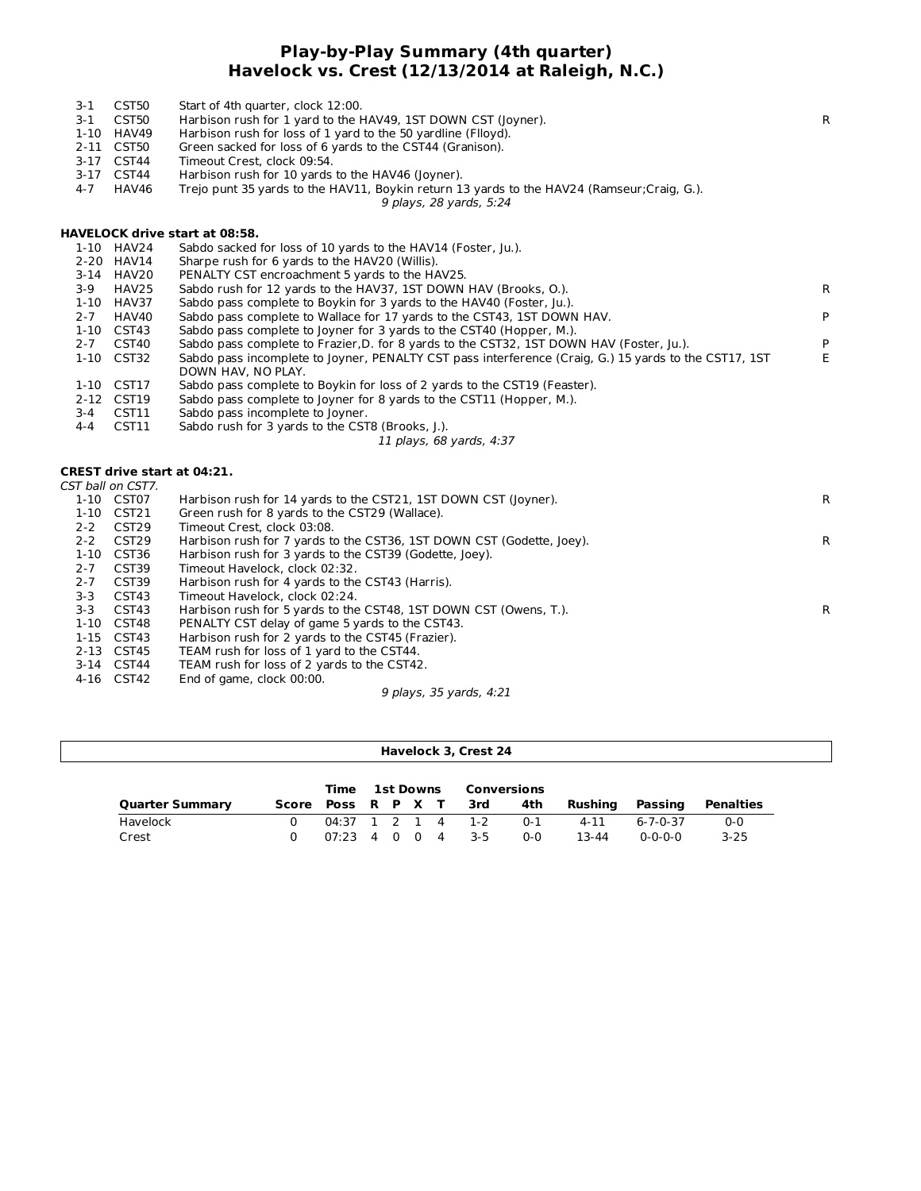# Play-by-Play Summary (4th quarter)
## Havelock vs. Crest (12/13/2014 at Raleigh, N.C.)

| Down | Spot | Play | |
|---|---|---|---|
| 3-1 | CST50 | Start of 4th quarter, clock 12:00. | |
| 3-1 | CST50 | Harbison rush for 1 yard to the HAV49, 1ST DOWN CST (Joyner). | R |
| 1-10 | HAV49 | Harbison rush for loss of 1 yard to the 50 yardline (Flloyd). | |
| 2-11 | CST50 | Green sacked for loss of 6 yards to the CST44 (Granison). | |
| 3-17 | CST44 | Timeout Crest, clock 09:54. | |
| 3-17 | CST44 | Harbison rush for 10 yards to the HAV46 (Joyner). | |
| 4-7 | HAV46 | Trejo punt 35 yards to the HAV11, Boykin return 13 yards to the HAV24 (Ramseur;Craig, G.). | |

*9 plays, 28 yards, 5:24*

**HAVELOCK drive start at 08:58.**

| Down | Spot | Play | |
|---|---|---|---|
| 1-10 | HAV24 | Sabdo sacked for loss of 10 yards to the HAV14 (Foster, Ju.). | |
| 2-20 | HAV14 | Sharpe rush for 6 yards to the HAV20 (Willis). | |
| 3-14 | HAV20 | PENALTY CST encroachment 5 yards to the HAV25. | |
| 3-9 | HAV25 | Sabdo rush for 12 yards to the HAV37, 1ST DOWN HAV (Brooks, O.). | R |
| 1-10 | HAV37 | Sabdo pass complete to Boykin for 3 yards to the HAV40 (Foster, Ju.). | |
| 2-7 | HAV40 | Sabdo pass complete to Wallace for 17 yards to the CST43, 1ST DOWN HAV. | P |
| 1-10 | CST43 | Sabdo pass complete to Joyner for 3 yards to the CST40 (Hopper, M.). | |
| 2-7 | CST40 | Sabdo pass complete to Frazier,D. for 8 yards to the CST32, 1ST DOWN HAV (Foster, Ju.). | P |
| 1-10 | CST32 | Sabdo pass incomplete to Joyner, PENALTY CST pass interference (Craig, G.) 15 yards to the CST17, 1ST DOWN HAV, NO PLAY. | E |
| 1-10 | CST17 | Sabdo pass complete to Boykin for loss of 2 yards to the CST19 (Feaster). | |
| 2-12 | CST19 | Sabdo pass complete to Joyner for 8 yards to the CST11 (Hopper, M.). | |
| 3-4 | CST11 | Sabdo pass incomplete to Joyner. | |
| 4-4 | CST11 | Sabdo rush for 3 yards to the CST8 (Brooks, J.). | |

*11 plays, 68 yards, 4:37*

**CREST drive start at 04:21.**

*CST ball on CST7.*

| Down | Spot | Play | |
|---|---|---|---|
| 1-10 | CST07 | Harbison rush for 14 yards to the CST21, 1ST DOWN CST (Joyner). | R |
| 1-10 | CST21 | Green rush for 8 yards to the CST29 (Wallace). | |
| 2-2 | CST29 | Timeout Crest, clock 03:08. | |
| 2-2 | CST29 | Harbison rush for 7 yards to the CST36, 1ST DOWN CST (Godette, Joey). | R |
| 1-10 | CST36 | Harbison rush for 3 yards to the CST39 (Godette, Joey). | |
| 2-7 | CST39 | Timeout Havelock, clock 02:32. | |
| 2-7 | CST39 | Harbison rush for 4 yards to the CST43 (Harris). | |
| 3-3 | CST43 | Timeout Havelock, clock 02:24. | |
| 3-3 | CST43 | Harbison rush for 5 yards to the CST48, 1ST DOWN CST (Owens, T.). | R |
| 1-10 | CST48 | PENALTY CST delay of game 5 yards to the CST43. | |
| 1-15 | CST43 | Harbison rush for 2 yards to the CST45 (Frazier). | |
| 2-13 | CST45 | TEAM rush for loss of 1 yard to the CST44. | |
| 3-14 | CST44 | TEAM rush for loss of 2 yards to the CST42. | |
| 4-16 | CST42 | End of game, clock 00:00. | |

*9 plays, 35 yards, 4:21*

**Havelock 3, Crest 24**

| | | Time | 1st Downs | | | | Conversions | | | | |
|---|---|---|---|---|---|---|---|---|---|---|---|
| Quarter Summary | Score | Poss | R | P | X | T | 3rd | 4th | Rushing | Passing | Penalties |
| Havelock | 0 | 04:37 | 1 | 2 | 1 | 4 | 1-2 | 0-1 | 4-11 | 6-7-0-37 | 0-0 |
| Crest | 0 | 07:23 | 4 | 0 | 0 | 4 | 3-5 | 0-0 | 13-44 | 0-0-0-0 | 3-25 |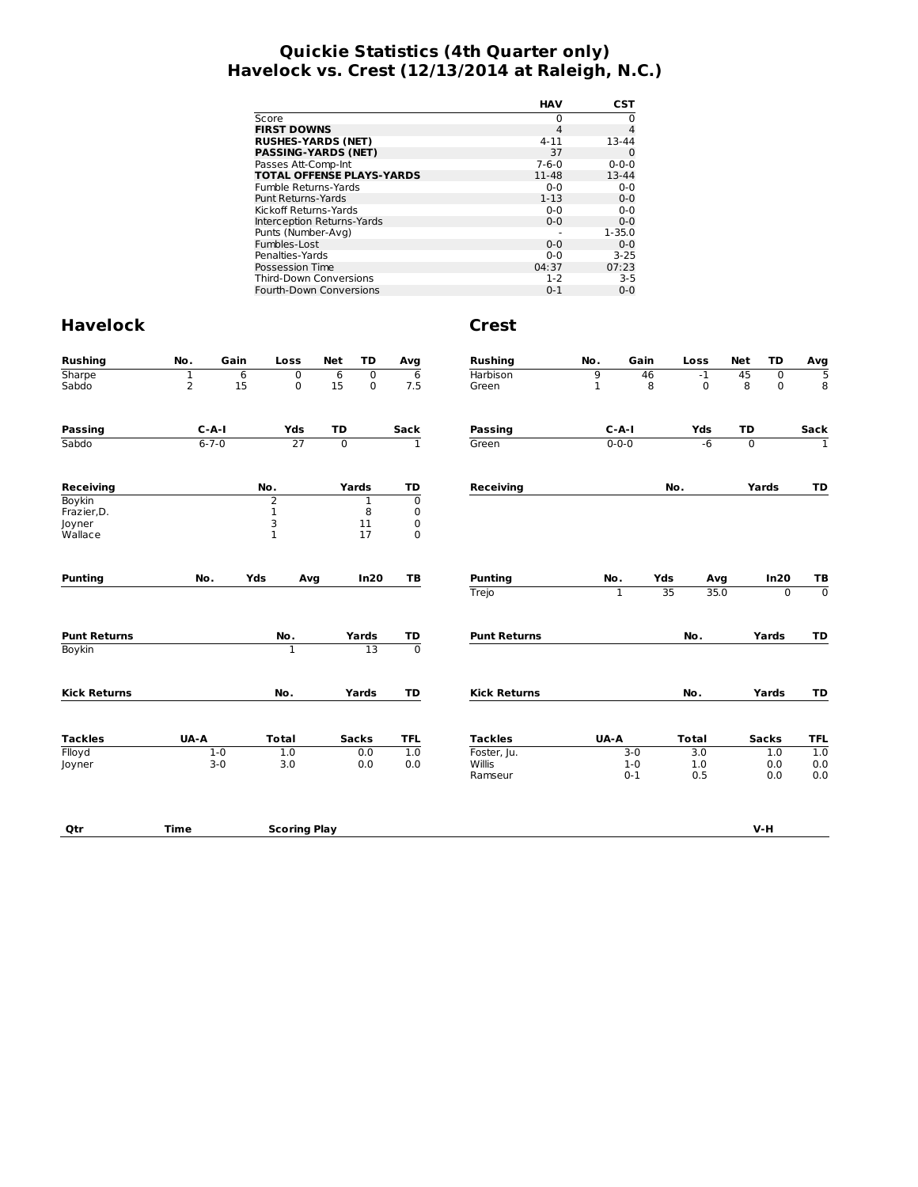# Quickie Statistics (4th Quarter only)
# Havelock vs. Crest (12/13/2014 at Raleigh, N.C.)

| | HAV | CST |
|---|---|---|
| Score | 0 | 0 |
| **FIRST DOWNS** | 4 | 4 |
| **RUSHES-YARDS (NET)** | 4-11 | 13-44 |
| **PASSING-YARDS (NET)** | 37 | 0 |
| Passes Att-Comp-Int | 7-6-0 | 0-0-0 |
| **TOTAL OFFENSE PLAYS-YARDS** | 11-48 | 13-44 |
| Fumble Returns-Yards | 0-0 | 0-0 |
| Punt Returns-Yards | 1-13 | 0-0 |
| Kickoff Returns-Yards | 0-0 | 0-0 |
| Interception Returns-Yards | 0-0 | 0-0 |
| Punts (Number-Avg) | - | 1-35.0 |
| Fumbles-Lost | 0-0 | 0-0 |
| Penalties-Yards | 0-0 | 3-25 |
| Possession Time | 04:37 | 07:23 |
| Third-Down Conversions | 1-2 | 3-5 |
| Fourth-Down Conversions | 0-1 | 0-0 |

## Havelock

| Rushing | No. | Gain | Loss | Net | TD | Avg |
|---|---|---|---|---|---|---|
| Sharpe | 1 | 6 | 0 | 6 | 0 | 6 |
| Sabdo | 2 | 15 | 0 | 15 | 0 | 7.5 |

| Passing | C-A-I | Yds | TD | Sack |
|---|---|---|---|---|
| Sabdo | 6-7-0 | 27 | 0 | 1 |

| Receiving | No. | Yards | TD |
|---|---|---|---|
| Boykin | 2 | 1 | 0 |
| Frazier,D. | 1 | 8 | 0 |
| Joyner | 3 | 11 | 0 |
| Wallace | 1 | 17 | 0 |

| Punting | No. | Yds | Avg | In20 | TB |
|---|---|---|---|---|---|

| Punt Returns | No. | Yards | TD |
|---|---|---|---|
| Boykin | 1 | 13 | 0 |

| Kick Returns | No. | Yards | TD |
|---|---|---|---|

| Tackles | UA-A | Total | Sacks | TFL |
|---|---|---|---|---|
| Flloyd | 1-0 | 1.0 | 0.0 | 1.0 |
| Joyner | 3-0 | 3.0 | 0.0 | 0.0 |

## Crest

| Rushing | No. | Gain | Loss | Net | TD | Avg |
|---|---|---|---|---|---|---|
| Harbison | 9 | 46 | -1 | 45 | 0 | 5 |
| Green | 1 | 8 | 0 | 8 | 0 | 8 |

| Passing | C-A-I | Yds | TD | Sack |
|---|---|---|---|---|
| Green | 0-0-0 | -6 | 0 | 1 |

| Receiving | No. | Yards | TD |
|---|---|---|---|

| Punting | No. | Yds | Avg | In20 | TB |
|---|---|---|---|---|---|
| Trejo | 1 | 35 | 35.0 | 0 | 0 |

| Punt Returns | No. | Yards | TD |
|---|---|---|---|

| Kick Returns | No. | Yards | TD |
|---|---|---|---|

| Tackles | UA-A | Total | Sacks | TFL |
|---|---|---|---|---|
| Foster, Ju. | 3-0 | 3.0 | 1.0 | 1.0 |
| Willis | 1-0 | 1.0 | 0.0 | 0.0 |
| Ramseur | 0-1 | 0.5 | 0.0 | 0.0 |

| Qtr | Time | Scoring Play | V-H |
|---|---|---|---|